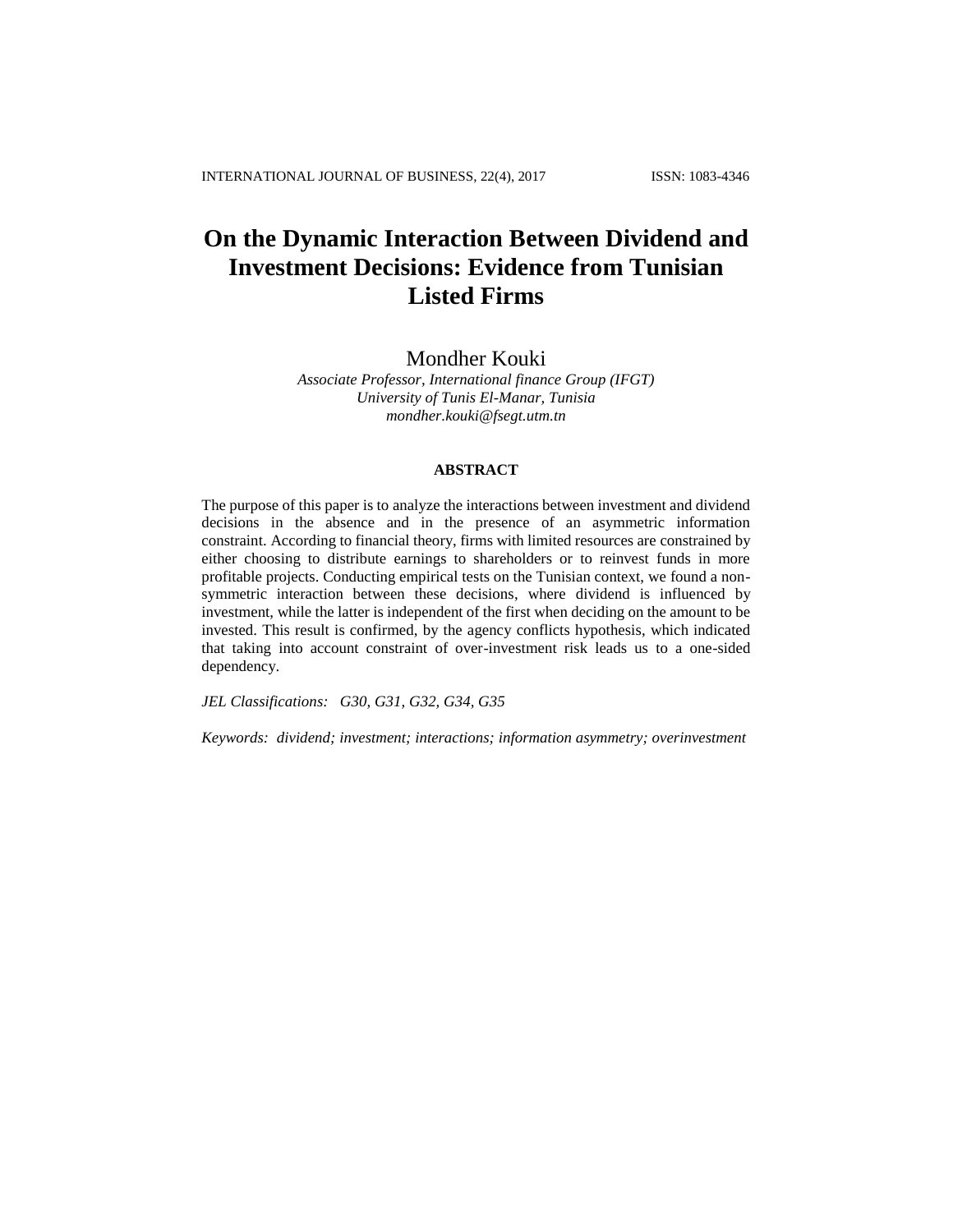# On the Dynamic Interaction Between Dividend and Investment Decisions: Evidence from Tunisian Listed Firms

Mondher Kouki

*Associate Professor, International finance Group (IFGT)*
*University of Tunis El-Manar, Tunisia*
*mondher.kouki@fsegt.utm.tn*

## ABSTRACT

The purpose of this paper is to analyze the interactions between investment and dividend decisions in the absence and in the presence of an asymmetric information constraint. According to financial theory, firms with limited resources are constrained by either choosing to distribute earnings to shareholders or to reinvest funds in more profitable projects. Conducting empirical tests on the Tunisian context, we found a non-symmetric interaction between these decisions, where dividend is influenced by investment, while the latter is independent of the first when deciding on the amount to be invested. This result is confirmed, by the agency conflicts hypothesis, which indicated that taking into account constraint of over-investment risk leads us to a one-sided dependency.

*JEL Classifications: G30, G31, G32, G34, G35*

*Keywords: dividend; investment; interactions; information asymmetry; overinvestment*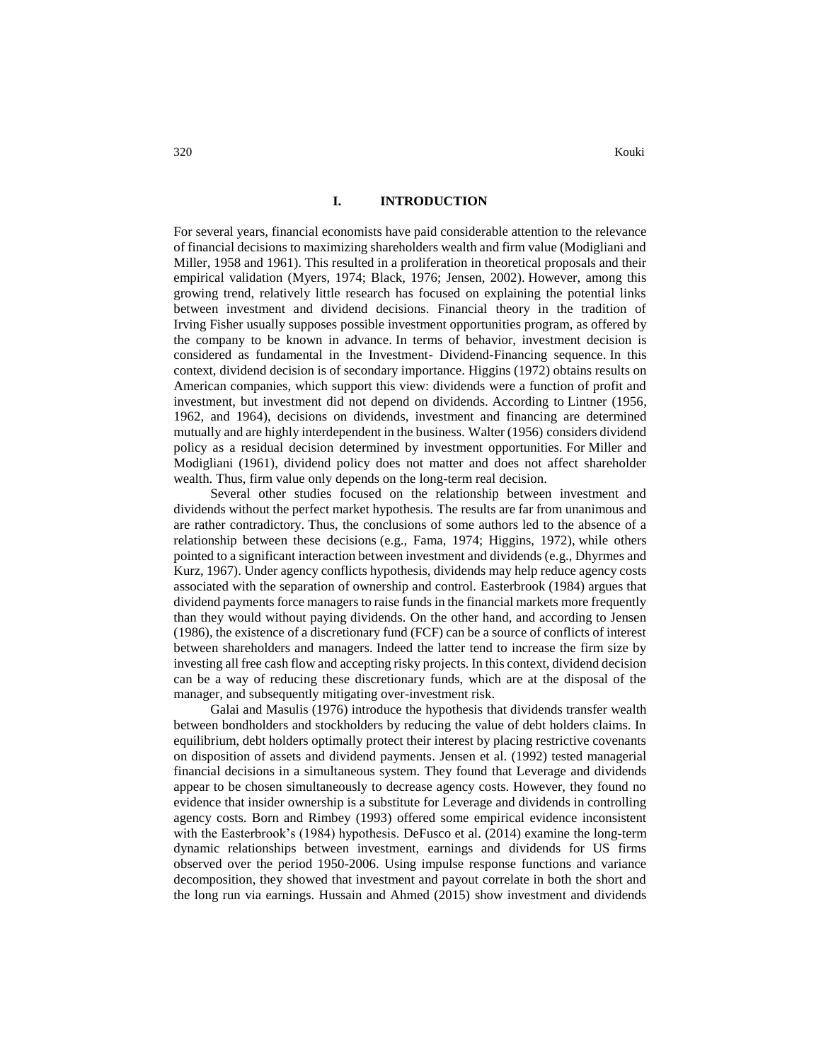## I. INTRODUCTION

For several years, financial economists have paid considerable attention to the relevance of financial decisions to maximizing shareholders wealth and firm value (Modigliani and Miller, 1958 and 1961). This resulted in a proliferation in theoretical proposals and their empirical validation (Myers, 1974; Black, 1976; Jensen, 2002). However, among this growing trend, relatively little research has focused on explaining the potential links between investment and dividend decisions. Financial theory in the tradition of Irving Fisher usually supposes possible investment opportunities program, as offered by the company to be known in advance. In terms of behavior, investment decision is considered as fundamental in the Investment- Dividend-Financing sequence. In this context, dividend decision is of secondary importance. Higgins (1972) obtains results on American companies, which support this view: dividends were a function of profit and investment, but investment did not depend on dividends. According to Lintner (1956, 1962, and 1964), decisions on dividends, investment and financing are determined mutually and are highly interdependent in the business. Walter (1956) considers dividend policy as a residual decision determined by investment opportunities. For Miller and Modigliani (1961), dividend policy does not matter and does not affect shareholder wealth. Thus, firm value only depends on the long-term real decision.

Several other studies focused on the relationship between investment and dividends without the perfect market hypothesis. The results are far from unanimous and are rather contradictory. Thus, the conclusions of some authors led to the absence of a relationship between these decisions (e.g., Fama, 1974; Higgins, 1972), while others pointed to a significant interaction between investment and dividends (e.g., Dhyrmes and Kurz, 1967). Under agency conflicts hypothesis, dividends may help reduce agency costs associated with the separation of ownership and control. Easterbrook (1984) argues that dividend payments force managers to raise funds in the financial markets more frequently than they would without paying dividends. On the other hand, and according to Jensen (1986), the existence of a discretionary fund (FCF) can be a source of conflicts of interest between shareholders and managers. Indeed the latter tend to increase the firm size by investing all free cash flow and accepting risky projects. In this context, dividend decision can be a way of reducing these discretionary funds, which are at the disposal of the manager, and subsequently mitigating over-investment risk.

Galai and Masulis (1976) introduce the hypothesis that dividends transfer wealth between bondholders and stockholders by reducing the value of debt holders claims. In equilibrium, debt holders optimally protect their interest by placing restrictive covenants on disposition of assets and dividend payments. Jensen et al. (1992) tested managerial financial decisions in a simultaneous system. They found that Leverage and dividends appear to be chosen simultaneously to decrease agency costs. However, they found no evidence that insider ownership is a substitute for Leverage and dividends in controlling agency costs. Born and Rimbey (1993) offered some empirical evidence inconsistent with the Easterbrook's (1984) hypothesis. DeFusco et al. (2014) examine the long-term dynamic relationships between investment, earnings and dividends for US firms observed over the period 1950-2006. Using impulse response functions and variance decomposition, they showed that investment and payout correlate in both the short and the long run via earnings. Hussain and Ahmed (2015) show investment and dividends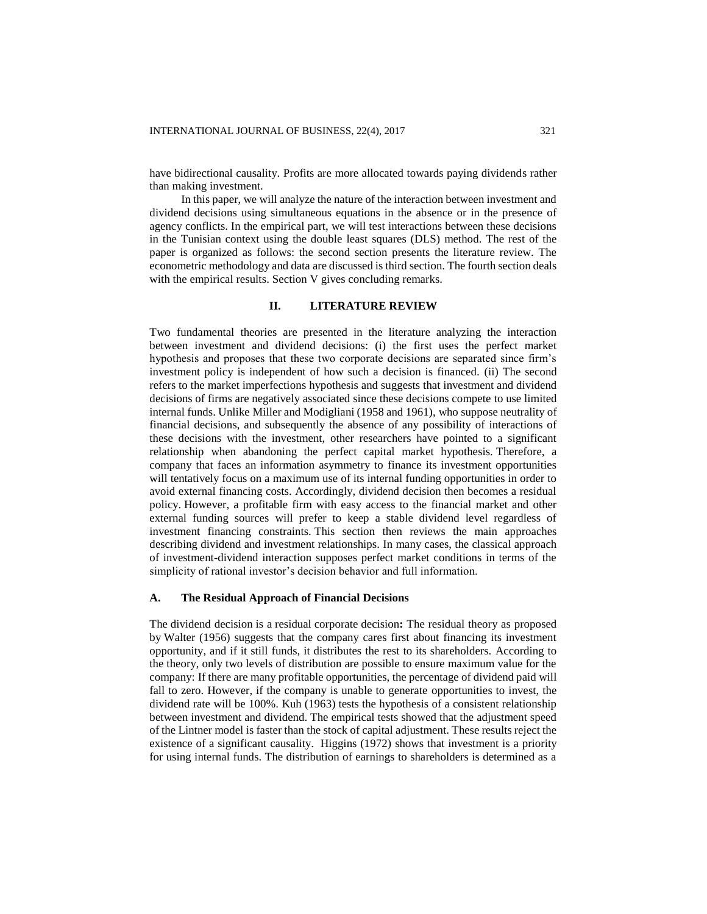have bidirectional causality. Profits are more allocated towards paying dividends rather than making investment.

In this paper, we will analyze the nature of the interaction between investment and dividend decisions using simultaneous equations in the absence or in the presence of agency conflicts. In the empirical part, we will test interactions between these decisions in the Tunisian context using the double least squares (DLS) method. The rest of the paper is organized as follows: the second section presents the literature review. The econometric methodology and data are discussed is third section. The fourth section deals with the empirical results. Section V gives concluding remarks.

## II. LITERATURE REVIEW

Two fundamental theories are presented in the literature analyzing the interaction between investment and dividend decisions: (i) the first uses the perfect market hypothesis and proposes that these two corporate decisions are separated since firm's investment policy is independent of how such a decision is financed. (ii) The second refers to the market imperfections hypothesis and suggests that investment and dividend decisions of firms are negatively associated since these decisions compete to use limited internal funds. Unlike Miller and Modigliani (1958 and 1961), who suppose neutrality of financial decisions, and subsequently the absence of any possibility of interactions of these decisions with the investment, other researchers have pointed to a significant relationship when abandoning the perfect capital market hypothesis. Therefore, a company that faces an information asymmetry to finance its investment opportunities will tentatively focus on a maximum use of its internal funding opportunities in order to avoid external financing costs. Accordingly, dividend decision then becomes a residual policy. However, a profitable firm with easy access to the financial market and other external funding sources will prefer to keep a stable dividend level regardless of investment financing constraints. This section then reviews the main approaches describing dividend and investment relationships. In many cases, the classical approach of investment-dividend interaction supposes perfect market conditions in terms of the simplicity of rational investor's decision behavior and full information.

### A. The Residual Approach of Financial Decisions

The dividend decision is a residual corporate decision**:** The residual theory as proposed by Walter (1956) suggests that the company cares first about financing its investment opportunity, and if it still funds, it distributes the rest to its shareholders. According to the theory, only two levels of distribution are possible to ensure maximum value for the company: If there are many profitable opportunities, the percentage of dividend paid will fall to zero. However, if the company is unable to generate opportunities to invest, the dividend rate will be 100%. Kuh (1963) tests the hypothesis of a consistent relationship between investment and dividend. The empirical tests showed that the adjustment speed of the Lintner model is faster than the stock of capital adjustment. These results reject the existence of a significant causality. Higgins (1972) shows that investment is a priority for using internal funds. The distribution of earnings to shareholders is determined as a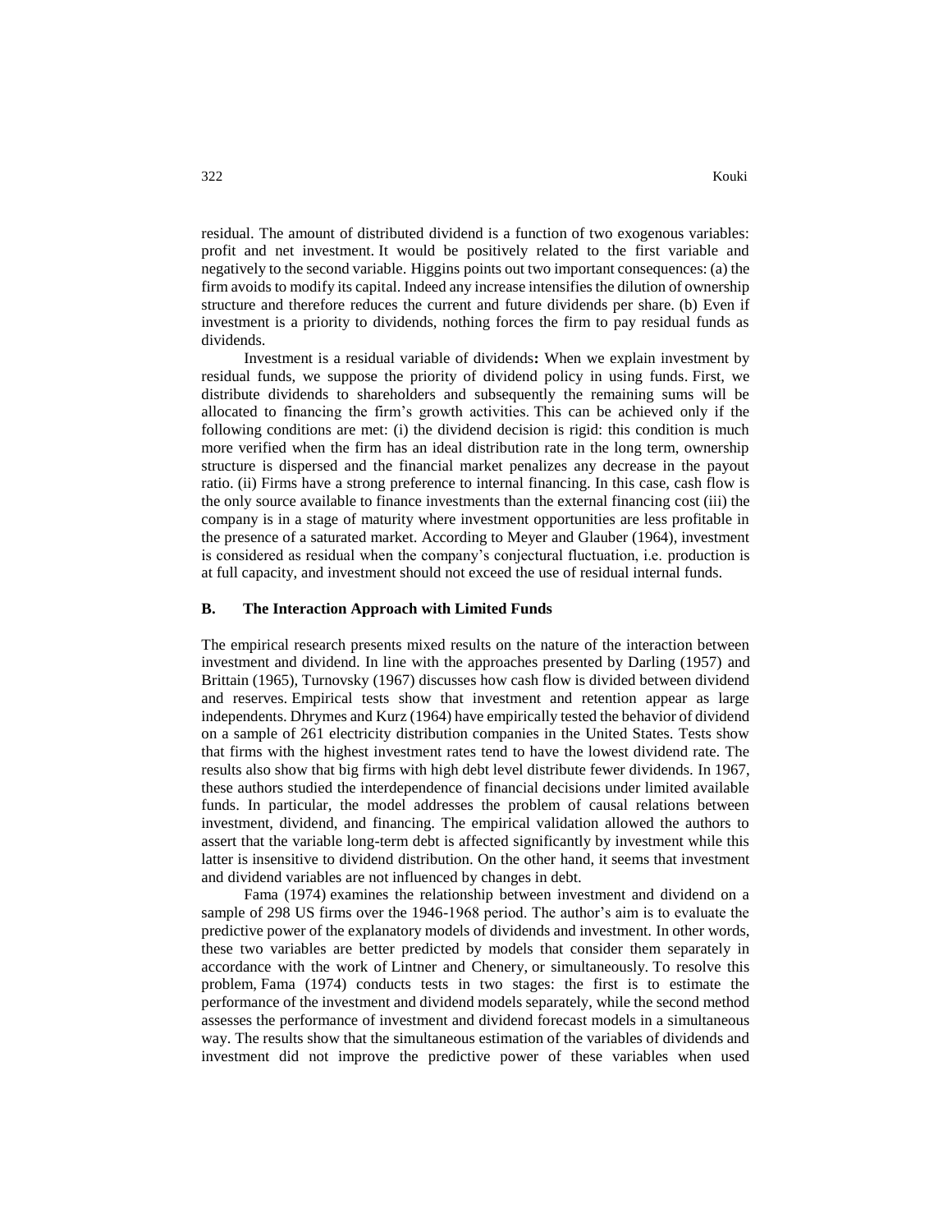residual. The amount of distributed dividend is a function of two exogenous variables: profit and net investment. It would be positively related to the first variable and negatively to the second variable. Higgins points out two important consequences: (a) the firm avoids to modify its capital. Indeed any increase intensifies the dilution of ownership structure and therefore reduces the current and future dividends per share. (b) Even if investment is a priority to dividends, nothing forces the firm to pay residual funds as dividends.

Investment is a residual variable of dividends**:** When we explain investment by residual funds, we suppose the priority of dividend policy in using funds. First, we distribute dividends to shareholders and subsequently the remaining sums will be allocated to financing the firm's growth activities. This can be achieved only if the following conditions are met: (i) the dividend decision is rigid: this condition is much more verified when the firm has an ideal distribution rate in the long term, ownership structure is dispersed and the financial market penalizes any decrease in the payout ratio. (ii) Firms have a strong preference to internal financing. In this case, cash flow is the only source available to finance investments than the external financing cost (iii) the company is in a stage of maturity where investment opportunities are less profitable in the presence of a saturated market. According to Meyer and Glauber (1964), investment is considered as residual when the company's conjectural fluctuation, i.e. production is at full capacity, and investment should not exceed the use of residual internal funds.

## B. The Interaction Approach with Limited Funds

The empirical research presents mixed results on the nature of the interaction between investment and dividend. In line with the approaches presented by Darling (1957) and Brittain (1965), Turnovsky (1967) discusses how cash flow is divided between dividend and reserves. Empirical tests show that investment and retention appear as large independents. Dhrymes and Kurz (1964) have empirically tested the behavior of dividend on a sample of 261 electricity distribution companies in the United States. Tests show that firms with the highest investment rates tend to have the lowest dividend rate. The results also show that big firms with high debt level distribute fewer dividends. In 1967, these authors studied the interdependence of financial decisions under limited available funds. In particular, the model addresses the problem of causal relations between investment, dividend, and financing. The empirical validation allowed the authors to assert that the variable long-term debt is affected significantly by investment while this latter is insensitive to dividend distribution. On the other hand, it seems that investment and dividend variables are not influenced by changes in debt.

Fama (1974) examines the relationship between investment and dividend on a sample of 298 US firms over the 1946-1968 period. The author's aim is to evaluate the predictive power of the explanatory models of dividends and investment. In other words, these two variables are better predicted by models that consider them separately in accordance with the work of Lintner and Chenery, or simultaneously. To resolve this problem, Fama (1974) conducts tests in two stages: the first is to estimate the performance of the investment and dividend models separately, while the second method assesses the performance of investment and dividend forecast models in a simultaneous way. The results show that the simultaneous estimation of the variables of dividends and investment did not improve the predictive power of these variables when used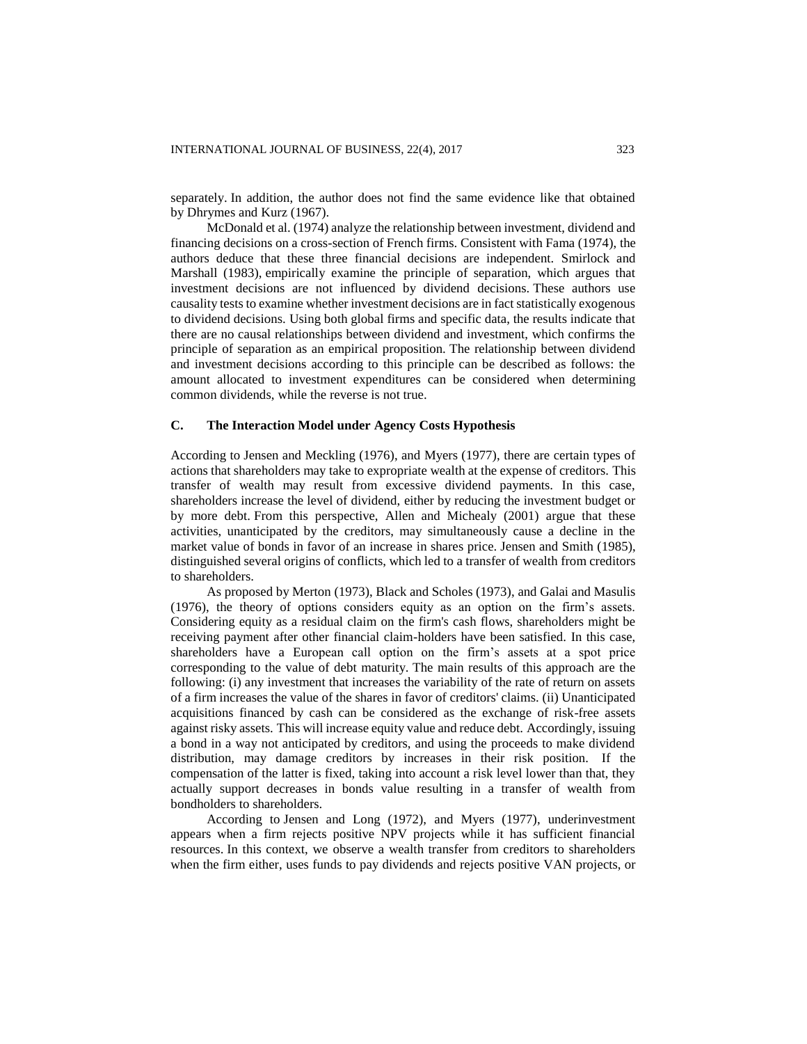separately. In addition, the author does not find the same evidence like that obtained by Dhrymes and Kurz (1967).

McDonald et al. (1974) analyze the relationship between investment, dividend and financing decisions on a cross-section of French firms. Consistent with Fama (1974), the authors deduce that these three financial decisions are independent. Smirlock and Marshall (1983), empirically examine the principle of separation, which argues that investment decisions are not influenced by dividend decisions. These authors use causality tests to examine whether investment decisions are in fact statistically exogenous to dividend decisions. Using both global firms and specific data, the results indicate that there are no causal relationships between dividend and investment, which confirms the principle of separation as an empirical proposition. The relationship between dividend and investment decisions according to this principle can be described as follows: the amount allocated to investment expenditures can be considered when determining common dividends, while the reverse is not true.

### C. The Interaction Model under Agency Costs Hypothesis

According to Jensen and Meckling (1976), and Myers (1977), there are certain types of actions that shareholders may take to expropriate wealth at the expense of creditors. This transfer of wealth may result from excessive dividend payments. In this case, shareholders increase the level of dividend, either by reducing the investment budget or by more debt. From this perspective, Allen and Michealy (2001) argue that these activities, unanticipated by the creditors, may simultaneously cause a decline in the market value of bonds in favor of an increase in shares price. Jensen and Smith (1985), distinguished several origins of conflicts, which led to a transfer of wealth from creditors to shareholders.

As proposed by Merton (1973), Black and Scholes (1973), and Galai and Masulis (1976), the theory of options considers equity as an option on the firm's assets. Considering equity as a residual claim on the firm's cash flows, shareholders might be receiving payment after other financial claim-holders have been satisfied. In this case, shareholders have a European call option on the firm's assets at a spot price corresponding to the value of debt maturity. The main results of this approach are the following: (i) any investment that increases the variability of the rate of return on assets of a firm increases the value of the shares in favor of creditors' claims. (ii) Unanticipated acquisitions financed by cash can be considered as the exchange of risk-free assets against risky assets. This will increase equity value and reduce debt. Accordingly, issuing a bond in a way not anticipated by creditors, and using the proceeds to make dividend distribution, may damage creditors by increases in their risk position. If the compensation of the latter is fixed, taking into account a risk level lower than that, they actually support decreases in bonds value resulting in a transfer of wealth from bondholders to shareholders.

According to Jensen and Long (1972), and Myers (1977), underinvestment appears when a firm rejects positive NPV projects while it has sufficient financial resources. In this context, we observe a wealth transfer from creditors to shareholders when the firm either, uses funds to pay dividends and rejects positive VAN projects, or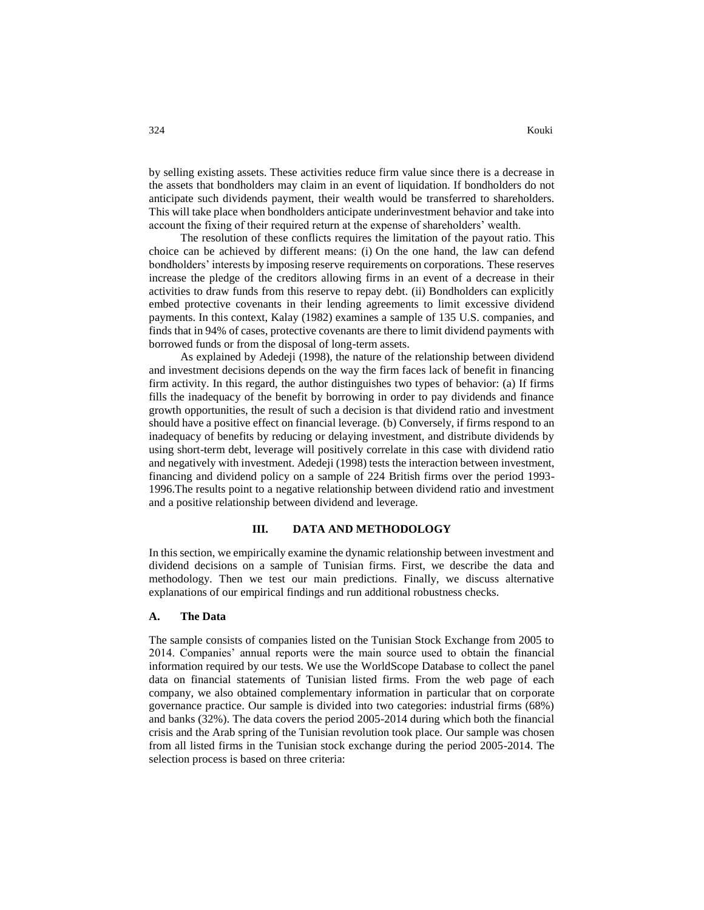by selling existing assets. These activities reduce firm value since there is a decrease in the assets that bondholders may claim in an event of liquidation. If bondholders do not anticipate such dividends payment, their wealth would be transferred to shareholders. This will take place when bondholders anticipate underinvestment behavior and take into account the fixing of their required return at the expense of shareholders' wealth.

The resolution of these conflicts requires the limitation of the payout ratio. This choice can be achieved by different means: (i) On the one hand, the law can defend bondholders' interests by imposing reserve requirements on corporations. These reserves increase the pledge of the creditors allowing firms in an event of a decrease in their activities to draw funds from this reserve to repay debt. (ii) Bondholders can explicitly embed protective covenants in their lending agreements to limit excessive dividend payments. In this context, Kalay (1982) examines a sample of 135 U.S. companies, and finds that in 94% of cases, protective covenants are there to limit dividend payments with borrowed funds or from the disposal of long-term assets.

As explained by Adedeji (1998), the nature of the relationship between dividend and investment decisions depends on the way the firm faces lack of benefit in financing firm activity. In this regard, the author distinguishes two types of behavior: (a) If firms fills the inadequacy of the benefit by borrowing in order to pay dividends and finance growth opportunities, the result of such a decision is that dividend ratio and investment should have a positive effect on financial leverage. (b) Conversely, if firms respond to an inadequacy of benefits by reducing or delaying investment, and distribute dividends by using short-term debt, leverage will positively correlate in this case with dividend ratio and negatively with investment. Adedeji (1998) tests the interaction between investment, financing and dividend policy on a sample of 224 British firms over the period 1993-1996.The results point to a negative relationship between dividend ratio and investment and a positive relationship between dividend and leverage.

## III. DATA AND METHODOLOGY

In this section, we empirically examine the dynamic relationship between investment and dividend decisions on a sample of Tunisian firms. First, we describe the data and methodology. Then we test our main predictions. Finally, we discuss alternative explanations of our empirical findings and run additional robustness checks.

### A. The Data

The sample consists of companies listed on the Tunisian Stock Exchange from 2005 to 2014. Companies' annual reports were the main source used to obtain the financial information required by our tests. We use the WorldScope Database to collect the panel data on financial statements of Tunisian listed firms. From the web page of each company, we also obtained complementary information in particular that on corporate governance practice. Our sample is divided into two categories: industrial firms (68%) and banks (32%). The data covers the period 2005-2014 during which both the financial crisis and the Arab spring of the Tunisian revolution took place. Our sample was chosen from all listed firms in the Tunisian stock exchange during the period 2005-2014. The selection process is based on three criteria: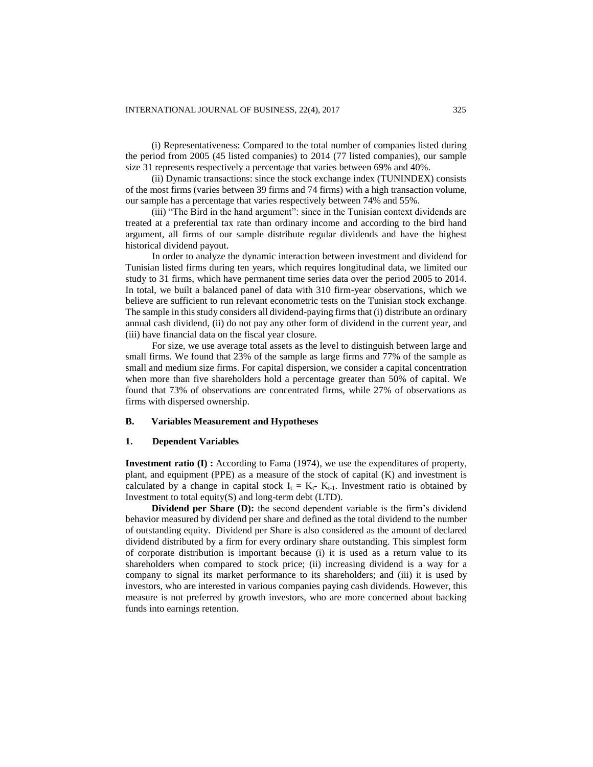(i) Representativeness: Compared to the total number of companies listed during the period from 2005 (45 listed companies) to 2014 (77 listed companies), our sample size 31 represents respectively a percentage that varies between 69% and 40%.

(ii) Dynamic transactions: since the stock exchange index (TUNINDEX) consists of the most firms (varies between 39 firms and 74 firms) with a high transaction volume, our sample has a percentage that varies respectively between 74% and 55%.

(iii) "The Bird in the hand argument": since in the Tunisian context dividends are treated at a preferential tax rate than ordinary income and according to the bird hand argument, all firms of our sample distribute regular dividends and have the highest historical dividend payout.

In order to analyze the dynamic interaction between investment and dividend for Tunisian listed firms during ten years, which requires longitudinal data, we limited our study to 31 firms, which have permanent time series data over the period 2005 to 2014. In total, we built a balanced panel of data with 310 firm-year observations, which we believe are sufficient to run relevant econometric tests on the Tunisian stock exchange. The sample in this study considers all dividend-paying firms that (i) distribute an ordinary annual cash dividend, (ii) do not pay any other form of dividend in the current year, and (iii) have financial data on the fiscal year closure.

For size, we use average total assets as the level to distinguish between large and small firms. We found that 23% of the sample as large firms and 77% of the sample as small and medium size firms. For capital dispersion, we consider a capital concentration when more than five shareholders hold a percentage greater than 50% of capital. We found that 73% of observations are concentrated firms, while 27% of observations as firms with dispersed ownership.

### B. Variables Measurement and Hypotheses

#### 1. Dependent Variables

**Investment ratio (I) :** According to Fama (1974), we use the expenditures of property, plant, and equipment (PPE) as a measure of the stock of capital (K) and investment is calculated by a change in capital stock $I_t = K_t - K_{t-1}$. Investment ratio is obtained by Investment to total equity(S) and long-term debt (LTD).

**Dividend per Share (D):** the second dependent variable is the firm's dividend behavior measured by dividend per share and defined as the total dividend to the number of outstanding equity. Dividend per Share is also considered as the amount of declared dividend distributed by a firm for every ordinary share outstanding. This simplest form of corporate distribution is important because (i) it is used as a return value to its shareholders when compared to stock price; (ii) increasing dividend is a way for a company to signal its market performance to its shareholders; and (iii) it is used by investors, who are interested in various companies paying cash dividends. However, this measure is not preferred by growth investors, who are more concerned about backing funds into earnings retention.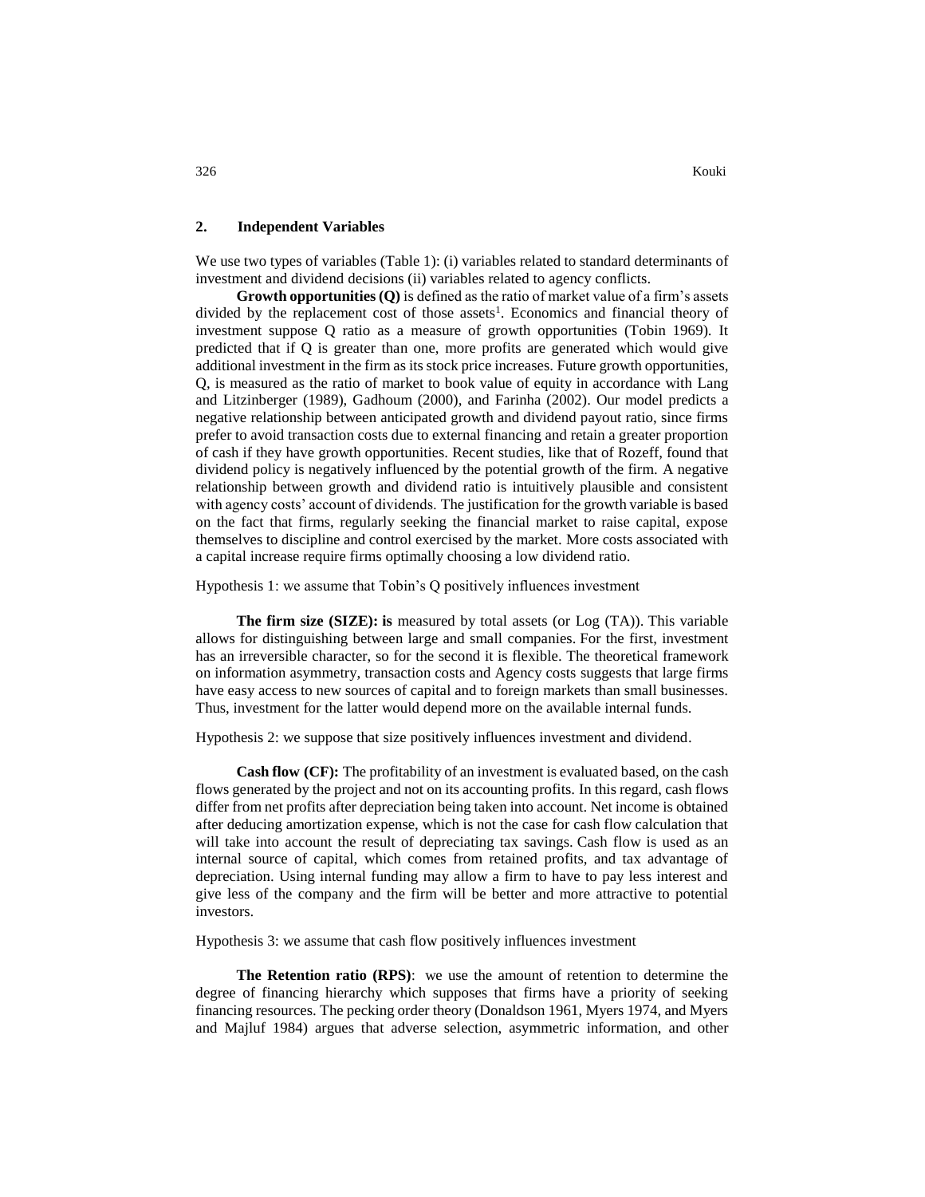## 2. Independent Variables

We use two types of variables (Table 1): (i) variables related to standard determinants of investment and dividend decisions (ii) variables related to agency conflicts.

**Growth opportunities (Q)** is defined as the ratio of market value of a firm's assets divided by the replacement cost of those assets[1]. Economics and financial theory of investment suppose Q ratio as a measure of growth opportunities (Tobin 1969). It predicted that if Q is greater than one, more profits are generated which would give additional investment in the firm as its stock price increases. Future growth opportunities, Q, is measured as the ratio of market to book value of equity in accordance with Lang and Litzinberger (1989), Gadhoum (2000), and Farinha (2002). Our model predicts a negative relationship between anticipated growth and dividend payout ratio, since firms prefer to avoid transaction costs due to external financing and retain a greater proportion of cash if they have growth opportunities. Recent studies, like that of Rozeff, found that dividend policy is negatively influenced by the potential growth of the firm. A negative relationship between growth and dividend ratio is intuitively plausible and consistent with agency costs' account of dividends. The justification for the growth variable is based on the fact that firms, regularly seeking the financial market to raise capital, expose themselves to discipline and control exercised by the market. More costs associated with a capital increase require firms optimally choosing a low dividend ratio.

Hypothesis 1: we assume that Tobin's Q positively influences investment

**The firm size (SIZE): is** measured by total assets (or Log (TA)). This variable allows for distinguishing between large and small companies. For the first, investment has an irreversible character, so for the second it is flexible. The theoretical framework on information asymmetry, transaction costs and Agency costs suggests that large firms have easy access to new sources of capital and to foreign markets than small businesses. Thus, investment for the latter would depend more on the available internal funds.

Hypothesis 2: we suppose that size positively influences investment and dividend.

**Cash flow (CF):** The profitability of an investment is evaluated based, on the cash flows generated by the project and not on its accounting profits. In this regard, cash flows differ from net profits after depreciation being taken into account. Net income is obtained after deducing amortization expense, which is not the case for cash flow calculation that will take into account the result of depreciating tax savings. Cash flow is used as an internal source of capital, which comes from retained profits, and tax advantage of depreciation. Using internal funding may allow a firm to have to pay less interest and give less of the company and the firm will be better and more attractive to potential investors.

Hypothesis 3: we assume that cash flow positively influences investment

**The Retention ratio (RPS)**: we use the amount of retention to determine the degree of financing hierarchy which supposes that firms have a priority of seeking financing resources. The pecking order theory (Donaldson 1961, Myers 1974, and Myers and Majluf 1984) argues that adverse selection, asymmetric information, and other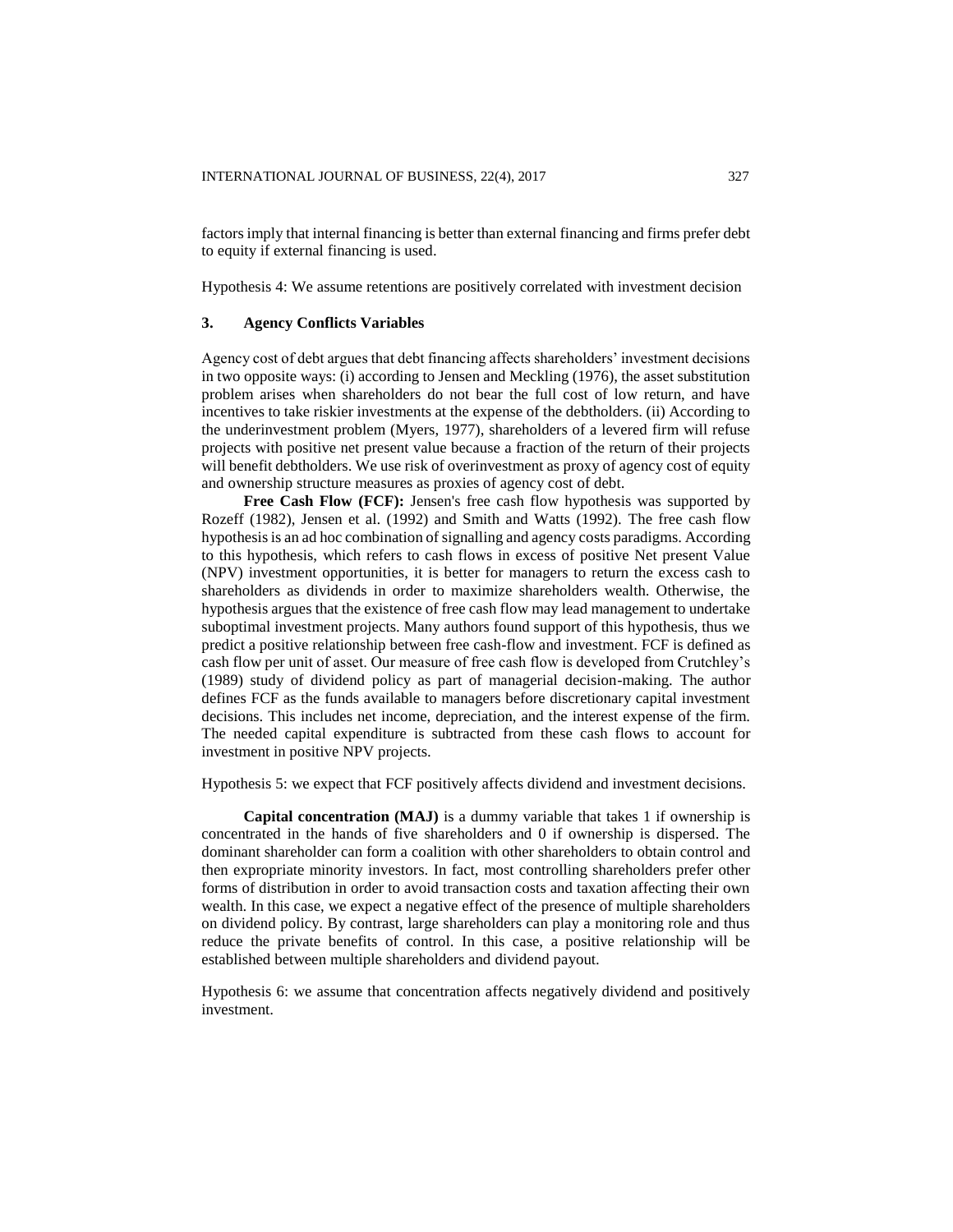factors imply that internal financing is better than external financing and firms prefer debt to equity if external financing is used.

Hypothesis 4: We assume retentions are positively correlated with investment decision

### 3. Agency Conflicts Variables

Agency cost of debt argues that debt financing affects shareholders' investment decisions in two opposite ways: (i) according to Jensen and Meckling (1976), the asset substitution problem arises when shareholders do not bear the full cost of low return, and have incentives to take riskier investments at the expense of the debtholders. (ii) According to the underinvestment problem (Myers, 1977), shareholders of a levered firm will refuse projects with positive net present value because a fraction of the return of their projects will benefit debtholders. We use risk of overinvestment as proxy of agency cost of equity and ownership structure measures as proxies of agency cost of debt.

**Free Cash Flow (FCF):** Jensen's free cash flow hypothesis was supported by Rozeff (1982), Jensen et al. (1992) and Smith and Watts (1992). The free cash flow hypothesis is an ad hoc combination of signalling and agency costs paradigms. According to this hypothesis, which refers to cash flows in excess of positive Net present Value (NPV) investment opportunities, it is better for managers to return the excess cash to shareholders as dividends in order to maximize shareholders wealth. Otherwise, the hypothesis argues that the existence of free cash flow may lead management to undertake suboptimal investment projects. Many authors found support of this hypothesis, thus we predict a positive relationship between free cash-flow and investment. FCF is defined as cash flow per unit of asset. Our measure of free cash flow is developed from Crutchley's (1989) study of dividend policy as part of managerial decision-making. The author defines FCF as the funds available to managers before discretionary capital investment decisions. This includes net income, depreciation, and the interest expense of the firm. The needed capital expenditure is subtracted from these cash flows to account for investment in positive NPV projects.

Hypothesis 5: we expect that FCF positively affects dividend and investment decisions.

**Capital concentration (MAJ)** is a dummy variable that takes 1 if ownership is concentrated in the hands of five shareholders and 0 if ownership is dispersed. The dominant shareholder can form a coalition with other shareholders to obtain control and then expropriate minority investors. In fact, most controlling shareholders prefer other forms of distribution in order to avoid transaction costs and taxation affecting their own wealth. In this case, we expect a negative effect of the presence of multiple shareholders on dividend policy. By contrast, large shareholders can play a monitoring role and thus reduce the private benefits of control. In this case, a positive relationship will be established between multiple shareholders and dividend payout.

Hypothesis 6: we assume that concentration affects negatively dividend and positively investment.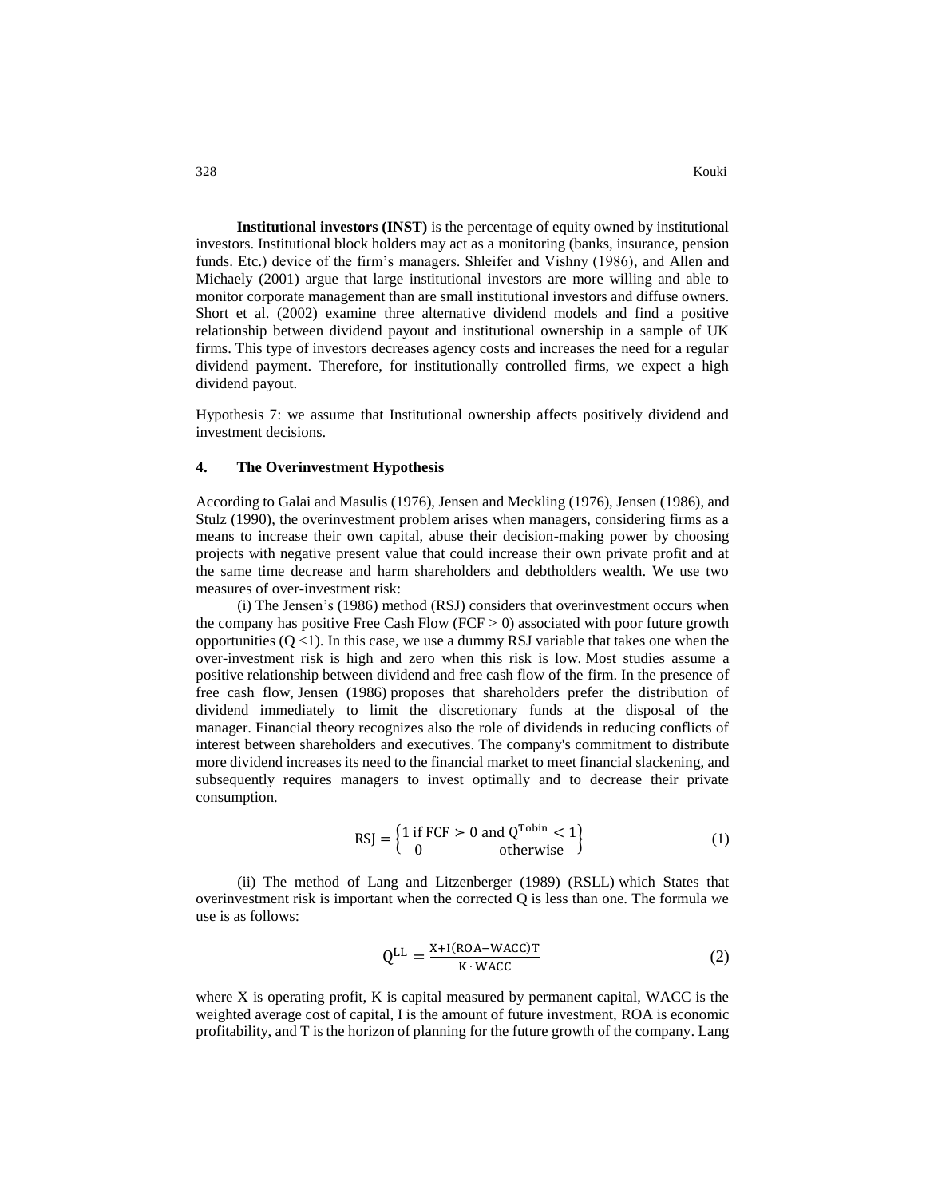**Institutional investors (INST)** is the percentage of equity owned by institutional investors. Institutional block holders may act as a monitoring (banks, insurance, pension funds. Etc.) device of the firm's managers. Shleifer and Vishny (1986), and Allen and Michaely (2001) argue that large institutional investors are more willing and able to monitor corporate management than are small institutional investors and diffuse owners. Short et al. (2002) examine three alternative dividend models and find a positive relationship between dividend payout and institutional ownership in a sample of UK firms. This type of investors decreases agency costs and increases the need for a regular dividend payment. Therefore, for institutionally controlled firms, we expect a high dividend payout.

Hypothesis 7: we assume that Institutional ownership affects positively dividend and investment decisions.

## 4. The Overinvestment Hypothesis

According to Galai and Masulis (1976), Jensen and Meckling (1976), Jensen (1986), and Stulz (1990), the overinvestment problem arises when managers, considering firms as a means to increase their own capital, abuse their decision-making power by choosing projects with negative present value that could increase their own private profit and at the same time decrease and harm shareholders and debtholders wealth. We use two measures of over-investment risk:

(i) The Jensen's (1986) method (RSJ) considers that overinvestment occurs when the company has positive Free Cash Flow ($FCF > 0$) associated with poor future growth opportunities ($Q < 1$). In this case, we use a dummy RSJ variable that takes one when the over-investment risk is high and zero when this risk is low. Most studies assume a positive relationship between dividend and free cash flow of the firm. In the presence of free cash flow, Jensen (1986) proposes that shareholders prefer the distribution of dividend immediately to limit the discretionary funds at the disposal of the manager. Financial theory recognizes also the role of dividends in reducing conflicts of interest between shareholders and executives. The company's commitment to distribute more dividend increases its need to the financial market to meet financial slackening, and subsequently requires managers to invest optimally and to decrease their private consumption.

$$\mathrm{RSJ} = \begin{Bmatrix} 1 \text{ if } \mathrm{FCF} \succ 0 \text{ and } \mathrm{Q}^{\mathrm{Tobin}} < 1 \\ 0 \qquad\qquad \text{otherwise} \end{Bmatrix} \tag{1}$$

(ii) The method of Lang and Litzenberger (1989) (RSLL) which States that overinvestment risk is important when the corrected Q is less than one. The formula we use is as follows:

$$\mathrm{Q}^{\mathrm{LL}} = \frac{\mathrm{X} + \mathrm{I}(\mathrm{ROA} - \mathrm{WACC})\mathrm{T}}{\mathrm{K} \cdot \mathrm{WACC}} \tag{2}$$

where X is operating profit, K is capital measured by permanent capital, WACC is the weighted average cost of capital, I is the amount of future investment, ROA is economic profitability, and T is the horizon of planning for the future growth of the company. Lang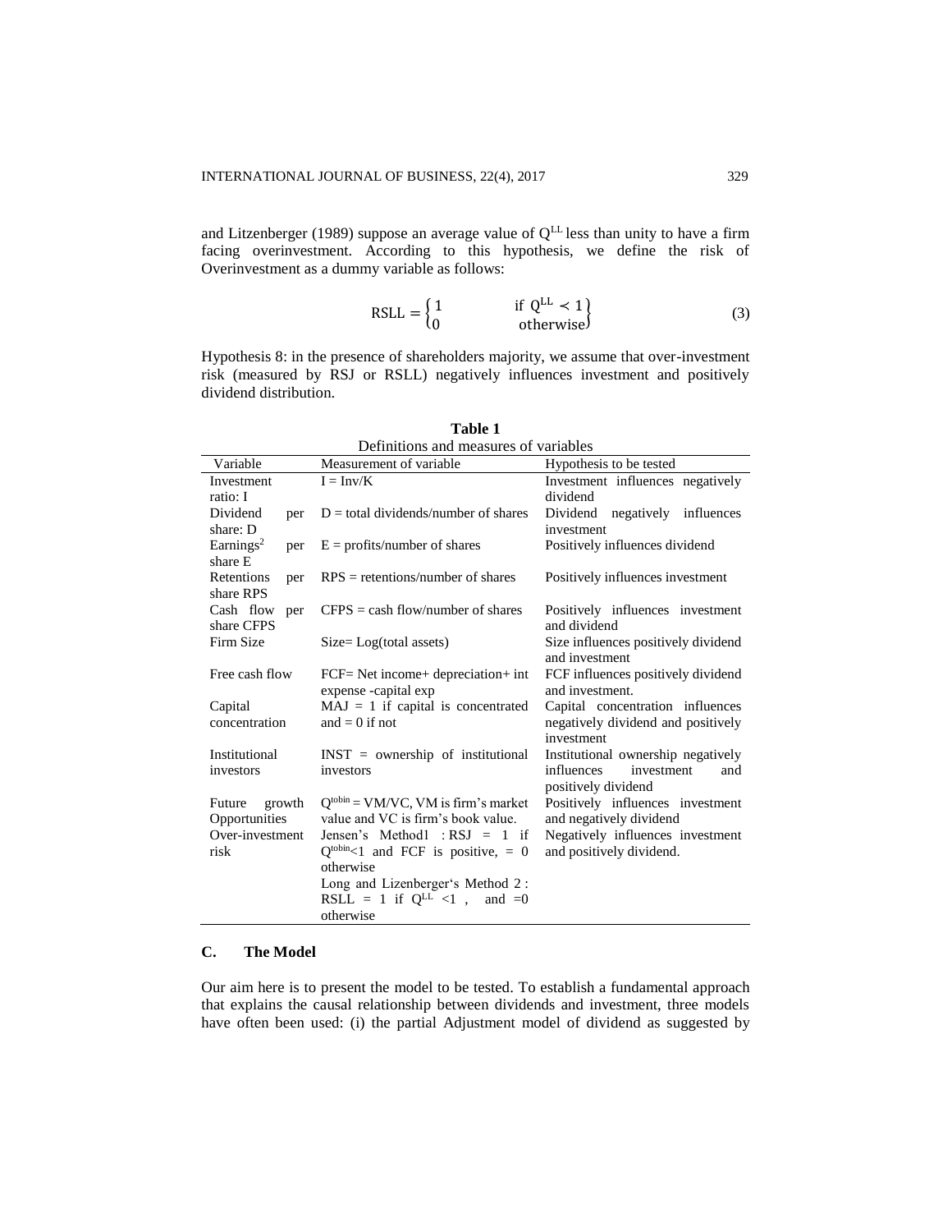and Litzenberger (1989) suppose an average value of $Q^{LL}$ less than unity to have a firm facing overinvestment. According to this hypothesis, we define the risk of Overinvestment as a dummy variable as follows:

$$\text{RSLL} = \begin{cases} 1 & \text{if } Q^{LL} \prec 1 \\ 0 & \text{otherwise} \end{cases} \tag{3}$$

Hypothesis 8: in the presence of shareholders majority, we assume that over-investment risk (measured by RSJ or RSLL) negatively influences investment and positively dividend distribution.

**Table 1**

Definitions and measures of variables

| Variable | Measurement of variable | Hypothesis to be tested |
|---|---|---|
| Investment ratio: I | I = Inv/K | Investment influences negatively dividend |
| Dividend per share: D | D = total dividends/number of shares | Dividend negatively influences investment |
| Earnings[2] per share E | E = profits/number of shares | Positively influences dividend |
| Retentions per share RPS | RPS = retentions/number of shares | Positively influences investment |
| Cash flow per share CFPS | CFPS = cash flow/number of shares | Positively influences investment and dividend |
| Firm Size | Size= Log(total assets) | Size influences positively dividend and investment |
| Free cash flow | FCF= Net income+ depreciation+ int expense -capital exp | FCF influences positively dividend and investment. |
| Capital concentration | MAJ = 1 if capital is concentrated and = 0 if not | Capital concentration influences negatively dividend and positively investment |
| Institutional investors | INST = ownership of institutional investors | Institutional ownership negatively influences investment and positively dividend |
| Future growth Opportunities | $Q^{tobin}$ = VM/VC, VM is firm's market value and VC is firm's book value. | Positively influences investment and negatively dividend |
| Over-investment risk | Jensen's Method1 : RSJ = 1 if $Q^{tobin}$<1 and FCF is positive, = 0 otherwise<br>Long and Lizenberger's Method 2 : RSLL = 1 if $Q^{LL}$ <1 , and =0 otherwise | Negatively influences investment and positively dividend. |

### C. The Model

Our aim here is to present the model to be tested. To establish a fundamental approach that explains the causal relationship between dividends and investment, three models have often been used: (i) the partial Adjustment model of dividend as suggested by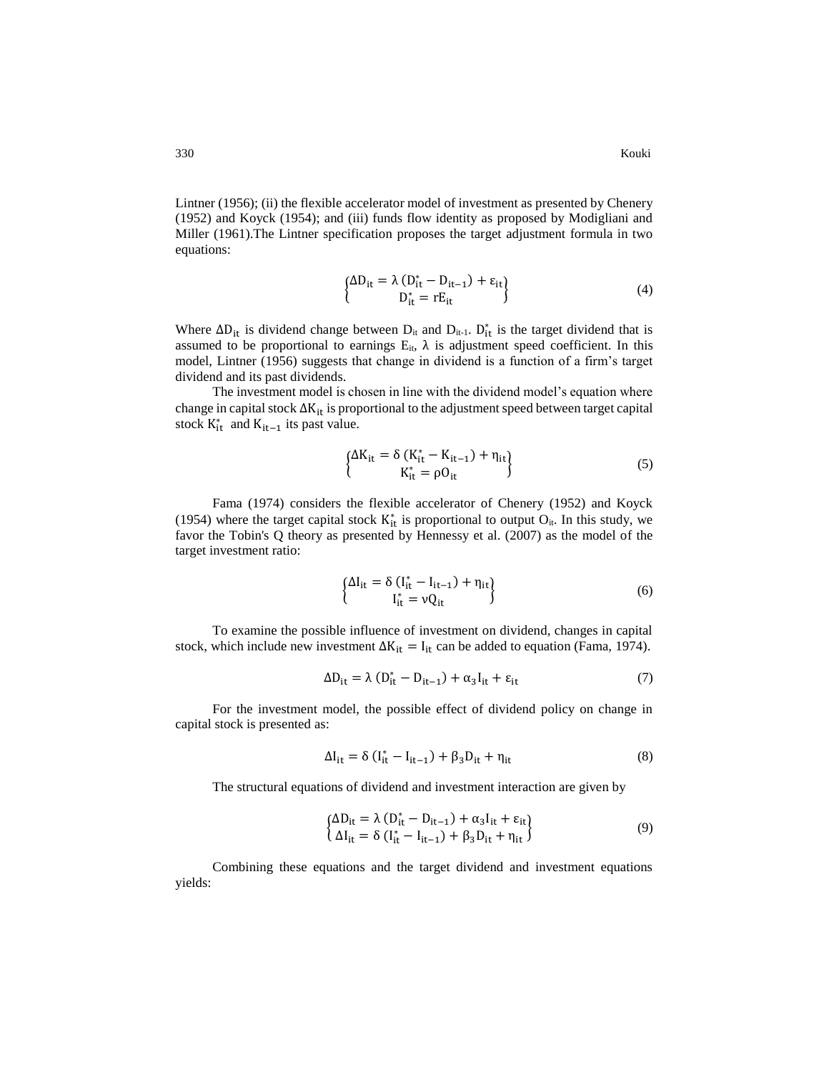Lintner (1956); (ii) the flexible accelerator model of investment as presented by Chenery (1952) and Koyck (1954); and (iii) funds flow identity as proposed by Modigliani and Miller (1961).The Lintner specification proposes the target adjustment formula in two equations:

$$\begin{Bmatrix} \Delta D_{it} = \lambda\,(D_{it}^{*} - D_{it-1}) + \varepsilon_{it} \\ D_{it}^{*} = rE_{it} \end{Bmatrix} \tag{4}$$

Where $\Delta D_{it}$ is dividend change between $D_{it}$ and $D_{it-1}$. $D_{it}^{*}$ is the target dividend that is assumed to be proportional to earnings $E_{it}$, $\lambda$ is adjustment speed coefficient. In this model, Lintner (1956) suggests that change in dividend is a function of a firm's target dividend and its past dividends.

The investment model is chosen in line with the dividend model's equation where change in capital stock $\Delta K_{it}$ is proportional to the adjustment speed between target capital stock $K_{it}^{*}$ and $K_{it-1}$ its past value.

$$\begin{Bmatrix} \Delta K_{it} = \delta\,(K_{it}^{*} - K_{it-1}) + \eta_{it} \\ K_{it}^{*} = \rho O_{it} \end{Bmatrix} \tag{5}$$

Fama (1974) considers the flexible accelerator of Chenery (1952) and Koyck (1954) where the target capital stock $K_{it}^{*}$ is proportional to output $O_{it}$. In this study, we favor the Tobin's Q theory as presented by Hennessy et al. (2007) as the model of the target investment ratio:

$$\begin{Bmatrix} \Delta I_{it} = \delta\,(I_{it}^{*} - I_{it-1}) + \eta_{it} \\ I_{it}^{*} = \nu Q_{it} \end{Bmatrix} \tag{6}$$

To examine the possible influence of investment on dividend, changes in capital stock, which include new investment $\Delta K_{it} = I_{it}$ can be added to equation (Fama, 1974).

$$\Delta D_{it} = \lambda\,(D_{it}^{*} - D_{it-1}) + \alpha_3 I_{it} + \varepsilon_{it} \tag{7}$$

For the investment model, the possible effect of dividend policy on change in capital stock is presented as:

$$\Delta I_{it} = \delta\,(I_{it}^{*} - I_{it-1}) + \beta_3 D_{it} + \eta_{it} \tag{8}$$

The structural equations of dividend and investment interaction are given by

$$\begin{Bmatrix} \Delta D_{it} = \lambda\,(D_{it}^{*} - D_{it-1}) + \alpha_3 I_{it} + \varepsilon_{it} \\ \Delta I_{it} = \delta\,(I_{it}^{*} - I_{it-1}) + \beta_3 D_{it} + \eta_{it} \end{Bmatrix} \tag{9}$$

Combining these equations and the target dividend and investment equations yields: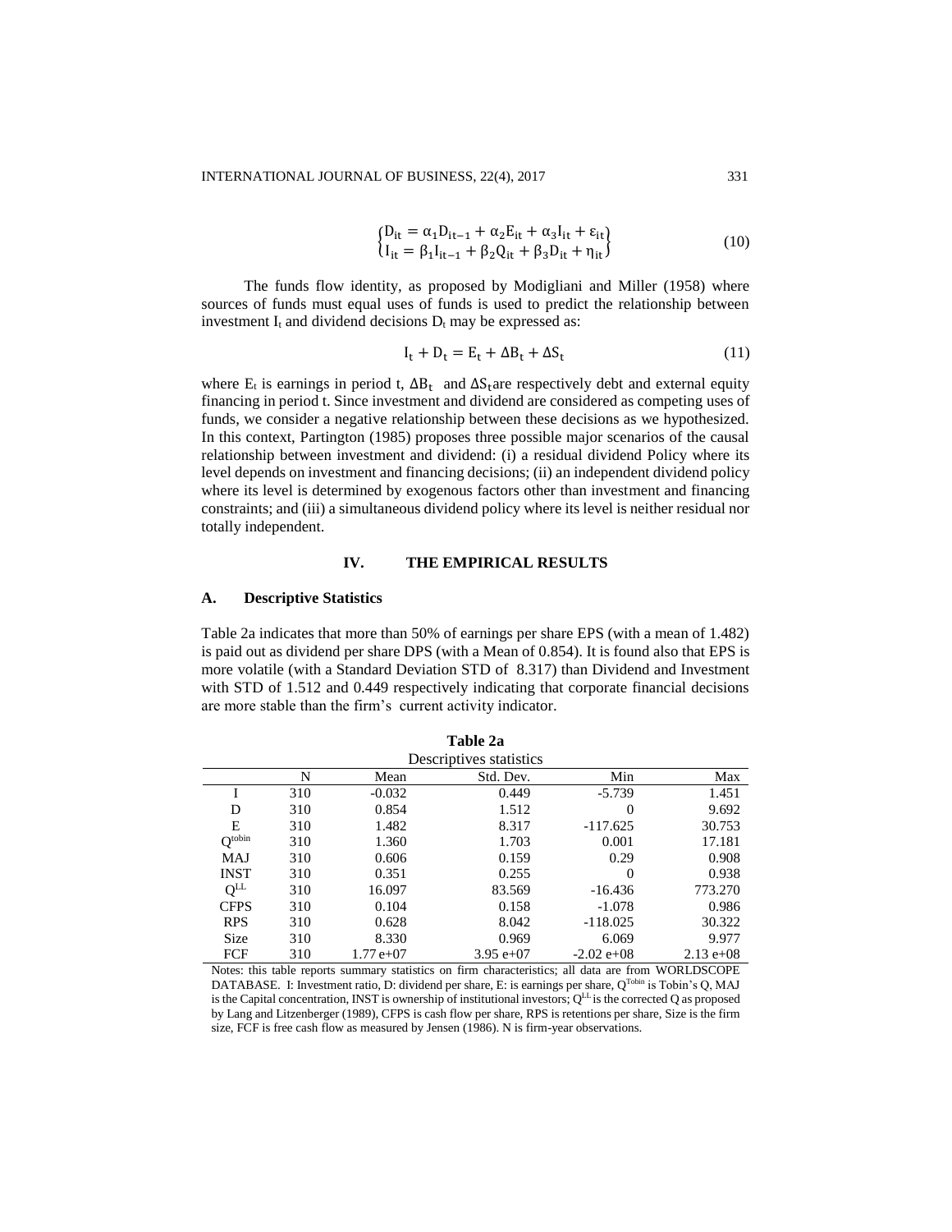$$\begin{Bmatrix} D_{it} = \alpha_1 D_{it-1} + \alpha_2 E_{it} + \alpha_3 I_{it} + \varepsilon_{it} \\ I_{it} = \beta_1 I_{it-1} + \beta_2 Q_{it} + \beta_3 D_{it} + \eta_{it} \end{Bmatrix} \tag{10}$$

The funds flow identity, as proposed by Modigliani and Miller (1958) where sources of funds must equal uses of funds is used to predict the relationship between investment $I_t$ and dividend decisions $D_t$ may be expressed as:

$$I_t + D_t = E_t + \Delta B_t + \Delta S_t \tag{11}$$

where $E_t$ is earnings in period t, $\Delta B_t$ and $\Delta S_t$ are respectively debt and external equity financing in period t. Since investment and dividend are considered as competing uses of funds, we consider a negative relationship between these decisions as we hypothesized. In this context, Partington (1985) proposes three possible major scenarios of the causal relationship between investment and dividend: (i) a residual dividend Policy where its level depends on investment and financing decisions; (ii) an independent dividend policy where its level is determined by exogenous factors other than investment and financing constraints; and (iii) a simultaneous dividend policy where its level is neither residual nor totally independent.

## IV. THE EMPIRICAL RESULTS

### A. Descriptive Statistics

Table 2a indicates that more than 50% of earnings per share EPS (with a mean of 1.482) is paid out as dividend per share DPS (with a Mean of 0.854). It is found also that EPS is more volatile (with a Standard Deviation STD of 8.317) than Dividend and Investment with STD of 1.512 and 0.449 respectively indicating that corporate financial decisions are more stable than the firm's current activity indicator.

**Table 2a**
Descriptives statistics

| | N | Mean | Std. Dev. | Min | Max |
|---|---|---|---|---|---|
| I | 310 | -0.032 | 0.449 | -5.739 | 1.451 |
| D | 310 | 0.854 | 1.512 | 0 | 9.692 |
| E | 310 | 1.482 | 8.317 | -117.625 | 30.753 |
| $Q^{tobin}$ | 310 | 1.360 | 1.703 | 0.001 | 17.181 |
| MAJ | 310 | 0.606 | 0.159 | 0.29 | 0.908 |
| INST | 310 | 0.351 | 0.255 | 0 | 0.938 |
| $Q^{LL}$ | 310 | 16.097 | 83.569 | -16.436 | 773.270 |
| CFPS | 310 | 0.104 | 0.158 | -1.078 | 0.986 |
| RPS | 310 | 0.628 | 8.042 | -118.025 | 30.322 |
| Size | 310 | 8.330 | 0.969 | 6.069 | 9.977 |
| FCF | 310 | 1.77 e+07 | 3.95 e+07 | -2.02 e+08 | 2.13 e+08 |

Notes: this table reports summary statistics on firm characteristics; all data are from WORLDSCOPE DATABASE. I: Investment ratio, D: dividend per share, E: is earnings per share, $Q^{Tobin}$ is Tobin's Q, MAJ is the Capital concentration, INST is ownership of institutional investors; $Q^{LL}$ is the corrected Q as proposed by Lang and Litzenberger (1989), CFPS is cash flow per share, RPS is retentions per share, Size is the firm size, FCF is free cash flow as measured by Jensen (1986). N is firm-year observations.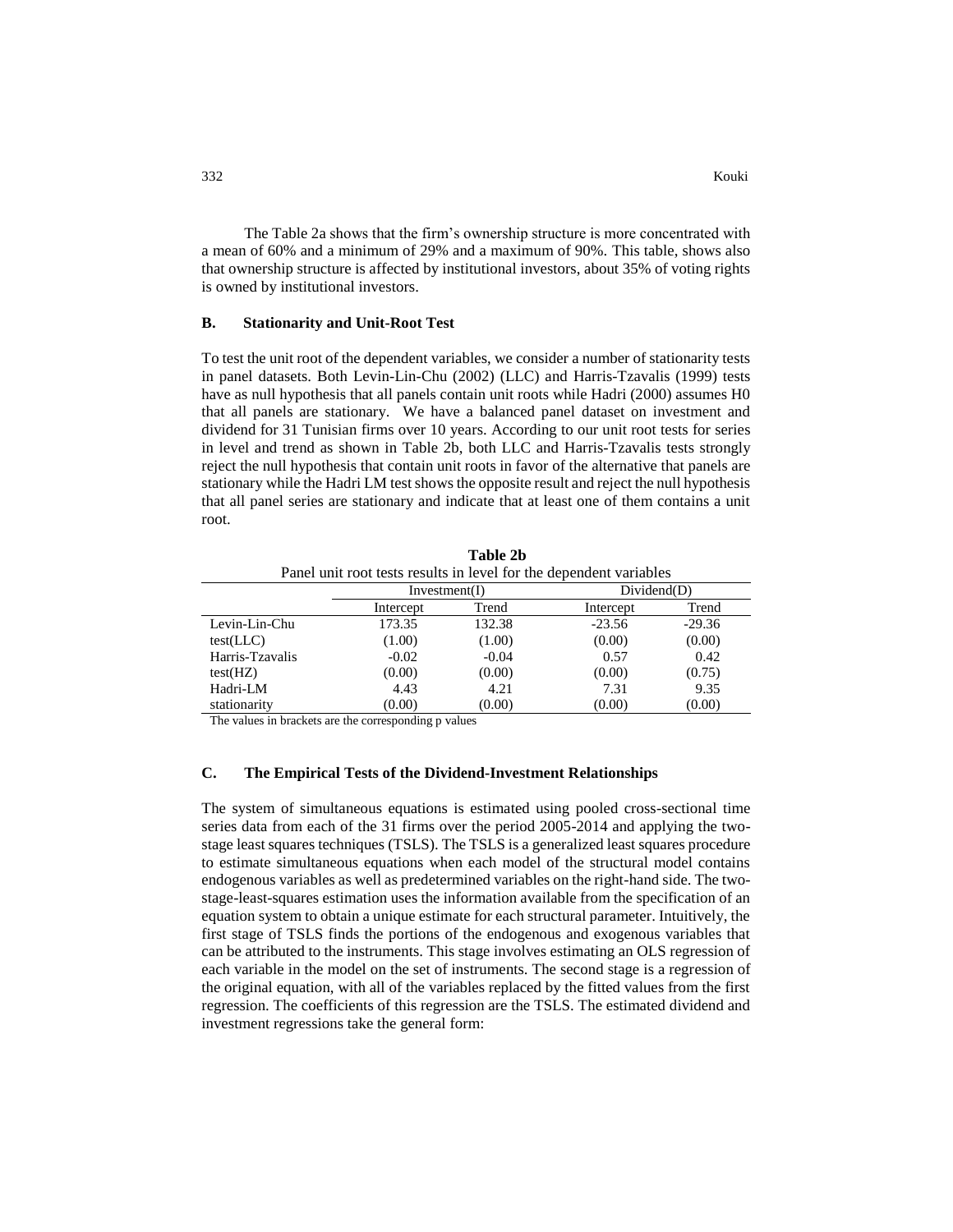The Table 2a shows that the firm's ownership structure is more concentrated with a mean of 60% and a minimum of 29% and a maximum of 90%. This table, shows also that ownership structure is affected by institutional investors, about 35% of voting rights is owned by institutional investors.

### B. Stationarity and Unit-Root Test

To test the unit root of the dependent variables, we consider a number of stationarity tests in panel datasets. Both Levin-Lin-Chu (2002) (LLC) and Harris-Tzavalis (1999) tests have as null hypothesis that all panels contain unit roots while Hadri (2000) assumes H0 that all panels are stationary. We have a balanced panel dataset on investment and dividend for 31 Tunisian firms over 10 years. According to our unit root tests for series in level and trend as shown in Table 2b, both LLC and Harris-Tzavalis tests strongly reject the null hypothesis that contain unit roots in favor of the alternative that panels are stationary while the Hadri LM test shows the opposite result and reject the null hypothesis that all panel series are stationary and indicate that at least one of them contains a unit root.

**Table 2b**

Panel unit root tests results in level for the dependent variables

| | Investment(I) | | Dividend(D) | |
|---|---|---|---|---|
| | Intercept | Trend | Intercept | Trend |
| Levin-Lin-Chu | 173.35 | 132.38 | -23.56 | -29.36 |
| test(LLC) | (1.00) | (1.00) | (0.00) | (0.00) |
| Harris-Tzavalis | -0.02 | -0.04 | 0.57 | 0.42 |
| test(HZ) | (0.00) | (0.00) | (0.00) | (0.75) |
| Hadri-LM | 4.43 | 4.21 | 7.31 | 9.35 |
| stationarity | (0.00) | (0.00) | (0.00) | (0.00) |

The values in brackets are the corresponding p values

### C. The Empirical Tests of the Dividend-Investment Relationships

The system of simultaneous equations is estimated using pooled cross-sectional time series data from each of the 31 firms over the period 2005-2014 and applying the two-stage least squares techniques (TSLS). The TSLS is a generalized least squares procedure to estimate simultaneous equations when each model of the structural model contains endogenous variables as well as predetermined variables on the right-hand side. The two-stage-least-squares estimation uses the information available from the specification of an equation system to obtain a unique estimate for each structural parameter. Intuitively, the first stage of TSLS finds the portions of the endogenous and exogenous variables that can be attributed to the instruments. This stage involves estimating an OLS regression of each variable in the model on the set of instruments. The second stage is a regression of the original equation, with all of the variables replaced by the fitted values from the first regression. The coefficients of this regression are the TSLS. The estimated dividend and investment regressions take the general form: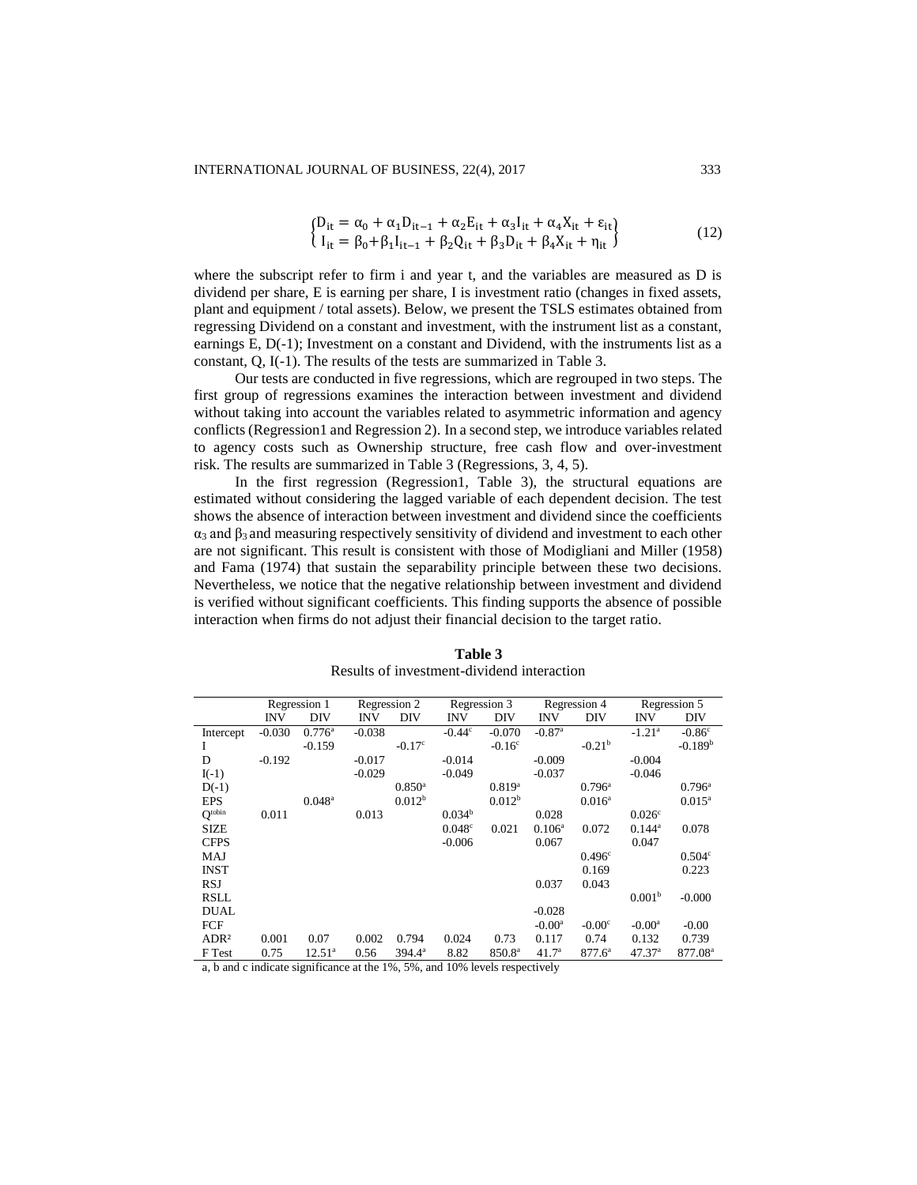$$\begin{Bmatrix} D_{it} = \alpha_0 + \alpha_1 D_{it-1} + \alpha_2 E_{it} + \alpha_3 I_{it} + \alpha_4 X_{it} + \varepsilon_{it} \\ I_{it} = \beta_0 + \beta_1 I_{it-1} + \beta_2 Q_{it} + \beta_3 D_{it} + \beta_4 X_{it} + \eta_{it} \end{Bmatrix} \tag{12}$$

where the subscript refer to firm i and year t, and the variables are measured as D is dividend per share, E is earning per share, I is investment ratio (changes in fixed assets, plant and equipment / total assets). Below, we present the TSLS estimates obtained from regressing Dividend on a constant and investment, with the instrument list as a constant, earnings E, D(-1); Investment on a constant and Dividend, with the instruments list as a constant, Q, I(-1). The results of the tests are summarized in Table 3.

Our tests are conducted in five regressions, which are regrouped in two steps. The first group of regressions examines the interaction between investment and dividend without taking into account the variables related to asymmetric information and agency conflicts (Regression1 and Regression 2). In a second step, we introduce variables related to agency costs such as Ownership structure, free cash flow and over-investment risk. The results are summarized in Table 3 (Regressions, 3, 4, 5).

In the first regression (Regression1, Table 3), the structural equations are estimated without considering the lagged variable of each dependent decision. The test shows the absence of interaction between investment and dividend since the coefficients $\alpha_3$ and $\beta_3$ and measuring respectively sensitivity of dividend and investment to each other are not significant. This result is consistent with those of Modigliani and Miller (1958) and Fama (1974) that sustain the separability principle between these two decisions. Nevertheless, we notice that the negative relationship between investment and dividend is verified without significant coefficients. This finding supports the absence of possible interaction when firms do not adjust their financial decision to the target ratio.

**Table 3**
Results of investment-dividend interaction

| | Regression 1 | | Regression 2 | | Regression 3 | | Regression 4 | | Regression 5 | |
|---|---|---|---|---|---|---|---|---|---|---|
| | INV | DIV | INV | DIV | INV | DIV | INV | DIV | INV | DIV |
| Intercept | -0.030 | 0.776[a] | -0.038 | | -0.44[c] | -0.070 | -0.87[a] | | -1.21[a] | -0.86[c] |
| I | | -0.159 | | -0.17[c] | | -0.16[c] | | -0.21[b] | | -0.189[b] |
| D | -0.192 | | -0.017 | | -0.014 | | -0.009 | | -0.004 | |
| I(-1) | | | -0.029 | | -0.049 | | -0.037 | | -0.046 | |
| D(-1) | | | | 0.850[a] | | 0.819[a] | | 0.796[a] | | 0.796[a] |
| EPS | | 0.048[a] | | 0.012[b] | | 0.012[b] | | 0.016[a] | | 0.015[a] |
| $Q^{tobin}$ | 0.011 | | 0.013 | | 0.034[b] | | 0.028 | | 0.026[c] | |
| SIZE | | | | | 0.048[c] | 0.021 | 0.106[a] | 0.072 | 0.144[a] | 0.078 |
| CFPS | | | | | -0.006 | | 0.067 | | 0.047 | |
| MAJ | | | | | | | | 0.496[c] | | 0.504[c] |
| INST | | | | | | | | 0.169 | | 0.223 |
| RSJ | | | | | | | 0.037 | 0.043 | | |
| RSLL | | | | | | | | | 0.001[b] | -0.000 |
| DUAL | | | | | | | -0.028 | | | |
| FCF | | | | | | | -0.00[a] | -0.00[c] | -0.00[a] | -0.00 |
| $ADR^2$ | 0.001 | 0.07 | 0.002 | 0.794 | 0.024 | 0.73 | 0.117 | 0.74 | 0.132 | 0.739 |
| F Test | 0.75 | 12.51[a] | 0.56 | 394.4[a] | 8.82 | 850.8[a] | 41.7[a] | 877.6[a] | 47.37[a] | 877.08[a] |

a, b and c indicate significance at the 1%, 5%, and 10% levels respectively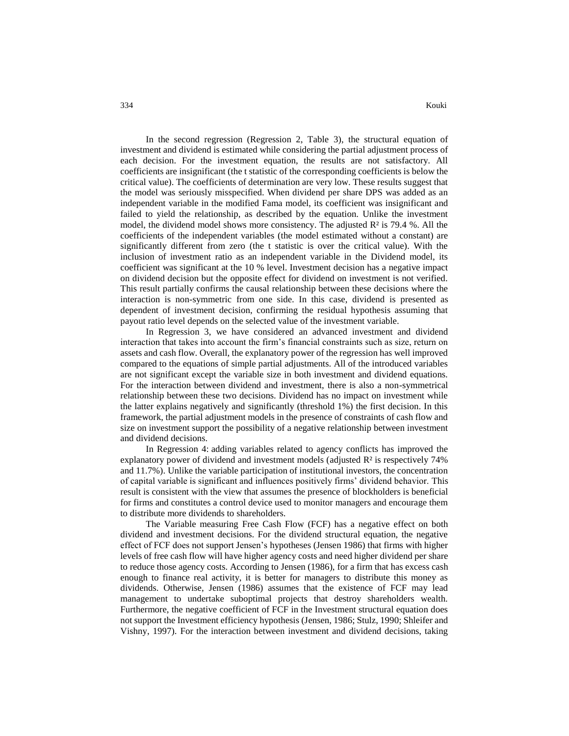In the second regression (Regression 2, Table 3), the structural equation of investment and dividend is estimated while considering the partial adjustment process of each decision. For the investment equation, the results are not satisfactory. All coefficients are insignificant (the t statistic of the corresponding coefficients is below the critical value). The coefficients of determination are very low. These results suggest that the model was seriously misspecified. When dividend per share DPS was added as an independent variable in the modified Fama model, its coefficient was insignificant and failed to yield the relationship, as described by the equation. Unlike the investment model, the dividend model shows more consistency. The adjusted $R^2$ is 79.4 %. All the coefficients of the independent variables (the model estimated without a constant) are significantly different from zero (the t statistic is over the critical value). With the inclusion of investment ratio as an independent variable in the Dividend model, its coefficient was significant at the 10 % level. Investment decision has a negative impact on dividend decision but the opposite effect for dividend on investment is not verified. This result partially confirms the causal relationship between these decisions where the interaction is non-symmetric from one side. In this case, dividend is presented as dependent of investment decision, confirming the residual hypothesis assuming that payout ratio level depends on the selected value of the investment variable.

In Regression 3, we have considered an advanced investment and dividend interaction that takes into account the firm's financial constraints such as size, return on assets and cash flow. Overall, the explanatory power of the regression has well improved compared to the equations of simple partial adjustments. All of the introduced variables are not significant except the variable size in both investment and dividend equations. For the interaction between dividend and investment, there is also a non-symmetrical relationship between these two decisions. Dividend has no impact on investment while the latter explains negatively and significantly (threshold 1%) the first decision. In this framework, the partial adjustment models in the presence of constraints of cash flow and size on investment support the possibility of a negative relationship between investment and dividend decisions.

In Regression 4: adding variables related to agency conflicts has improved the explanatory power of dividend and investment models (adjusted $R^2$ is respectively 74% and 11.7%). Unlike the variable participation of institutional investors, the concentration of capital variable is significant and influences positively firms' dividend behavior. This result is consistent with the view that assumes the presence of blockholders is beneficial for firms and constitutes a control device used to monitor managers and encourage them to distribute more dividends to shareholders.

The Variable measuring Free Cash Flow (FCF) has a negative effect on both dividend and investment decisions. For the dividend structural equation, the negative effect of FCF does not support Jensen's hypotheses (Jensen 1986) that firms with higher levels of free cash flow will have higher agency costs and need higher dividend per share to reduce those agency costs. According to Jensen (1986), for a firm that has excess cash enough to finance real activity, it is better for managers to distribute this money as dividends. Otherwise, Jensen (1986) assumes that the existence of FCF may lead management to undertake suboptimal projects that destroy shareholders wealth. Furthermore, the negative coefficient of FCF in the Investment structural equation does not support the Investment efficiency hypothesis (Jensen, 1986; Stulz, 1990; Shleifer and Vishny, 1997). For the interaction between investment and dividend decisions, taking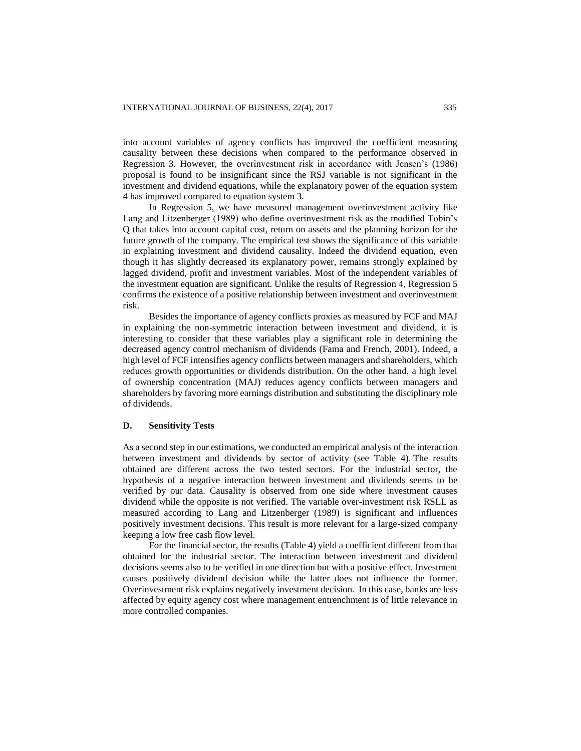into account variables of agency conflicts has improved the coefficient measuring causality between these decisions when compared to the performance observed in Regression 3. However, the overinvestment risk in accordance with Jensen's (1986) proposal is found to be insignificant since the RSJ variable is not significant in the investment and dividend equations, while the explanatory power of the equation system 4 has improved compared to equation system 3.

In Regression 5, we have measured management overinvestment activity like Lang and Litzenberger (1989) who define overinvestment risk as the modified Tobin's Q that takes into account capital cost, return on assets and the planning horizon for the future growth of the company. The empirical test shows the significance of this variable in explaining investment and dividend causality. Indeed the dividend equation, even though it has slightly decreased its explanatory power, remains strongly explained by lagged dividend, profit and investment variables. Most of the independent variables of the investment equation are significant. Unlike the results of Regression 4, Regression 5 confirms the existence of a positive relationship between investment and overinvestment risk.

Besides the importance of agency conflicts proxies as measured by FCF and MAJ in explaining the non-symmetric interaction between investment and dividend, it is interesting to consider that these variables play a significant role in determining the decreased agency control mechanism of dividends (Fama and French, 2001). Indeed, a high level of FCF intensifies agency conflicts between managers and shareholders, which reduces growth opportunities or dividends distribution. On the other hand, a high level of ownership concentration (MAJ) reduces agency conflicts between managers and shareholders by favoring more earnings distribution and substituting the disciplinary role of dividends.

### D. Sensitivity Tests

As a second step in our estimations, we conducted an empirical analysis of the interaction between investment and dividends by sector of activity (see Table 4). The results obtained are different across the two tested sectors. For the industrial sector, the hypothesis of a negative interaction between investment and dividends seems to be verified by our data. Causality is observed from one side where investment causes dividend while the opposite is not verified. The variable over-investment risk RSLL as measured according to Lang and Litzenberger (1989) is significant and influences positively investment decisions. This result is more relevant for a large-sized company keeping a low free cash flow level.

For the financial sector, the results (Table 4) yield a coefficient different from that obtained for the industrial sector. The interaction between investment and dividend decisions seems also to be verified in one direction but with a positive effect. Investment causes positively dividend decision while the latter does not influence the former. Overinvestment risk explains negatively investment decision. In this case, banks are less affected by equity agency cost where management entrenchment is of little relevance in more controlled companies.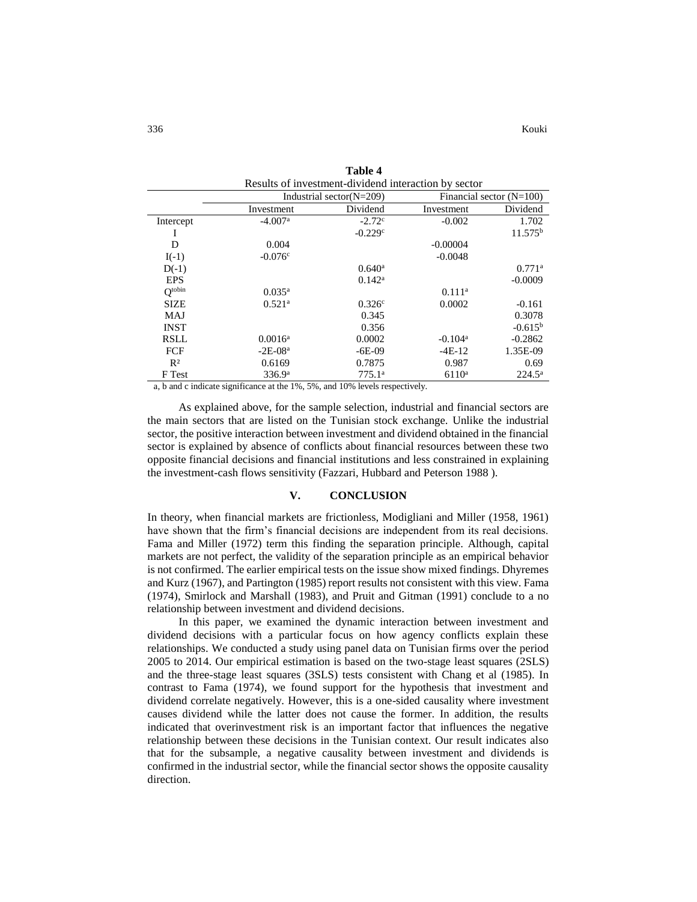**Table 4**

Results of investment-dividend interaction by sector

| | Industrial sector(N=209) | | Financial sector (N=100) | |
|---|---|---|---|---|
| | Investment | Dividend | Investment | Dividend |
| Intercept | -4.007[a] | -2.72[c] | -0.002 | 1.702 |
| I | | -0.229[c] | | 11.575[b] |
| D | 0.004 | | -0.00004 | |
| I(-1) | -0.076[c] | | -0.0048 | |
| D(-1) | | 0.640[a] | | 0.771[a] |
| EPS | | 0.142[a] | | -0.0009 |
| $Q^{tobin}$ | 0.035[a] | | 0.111[a] | |
| SIZE | 0.521[a] | 0.326[c] | 0.0002 | -0.161 |
| MAJ | | 0.345 | | 0.3078 |
| INST | | 0.356 | | -0.615[b] |
| RSLL | 0.0016[a] | 0.0002 | -0.104[a] | -0.2862 |
| FCF | -2E-08[a] | -6E-09 | -4E-12 | 1.35E-09 |
| $R^2$ | 0.6169 | 0.7875 | 0.987 | 0.69 |
| F Test | 336.9[a] | 775.1[a] | 6110[a] | 224.5[a] |

a, b and c indicate significance at the 1%, 5%, and 10% levels respectively.

As explained above, for the sample selection, industrial and financial sectors are the main sectors that are listed on the Tunisian stock exchange. Unlike the industrial sector, the positive interaction between investment and dividend obtained in the financial sector is explained by absence of conflicts about financial resources between these two opposite financial decisions and financial institutions and less constrained in explaining the investment-cash flows sensitivity (Fazzari, Hubbard and Peterson 1988 ).

## V. CONCLUSION

In theory, when financial markets are frictionless, Modigliani and Miller (1958, 1961) have shown that the firm's financial decisions are independent from its real decisions. Fama and Miller (1972) term this finding the separation principle. Although, capital markets are not perfect, the validity of the separation principle as an empirical behavior is not confirmed. The earlier empirical tests on the issue show mixed findings. Dhyremes and Kurz (1967), and Partington (1985) report results not consistent with this view. Fama (1974), Smirlock and Marshall (1983), and Pruit and Gitman (1991) conclude to a no relationship between investment and dividend decisions.

In this paper, we examined the dynamic interaction between investment and dividend decisions with a particular focus on how agency conflicts explain these relationships. We conducted a study using panel data on Tunisian firms over the period 2005 to 2014. Our empirical estimation is based on the two-stage least squares (2SLS) and the three-stage least squares (3SLS) tests consistent with Chang et al (1985). In contrast to Fama (1974), we found support for the hypothesis that investment and dividend correlate negatively. However, this is a one-sided causality where investment causes dividend while the latter does not cause the former. In addition, the results indicated that overinvestment risk is an important factor that influences the negative relationship between these decisions in the Tunisian context. Our result indicates also that for the subsample, a negative causality between investment and dividends is confirmed in the industrial sector, while the financial sector shows the opposite causality direction.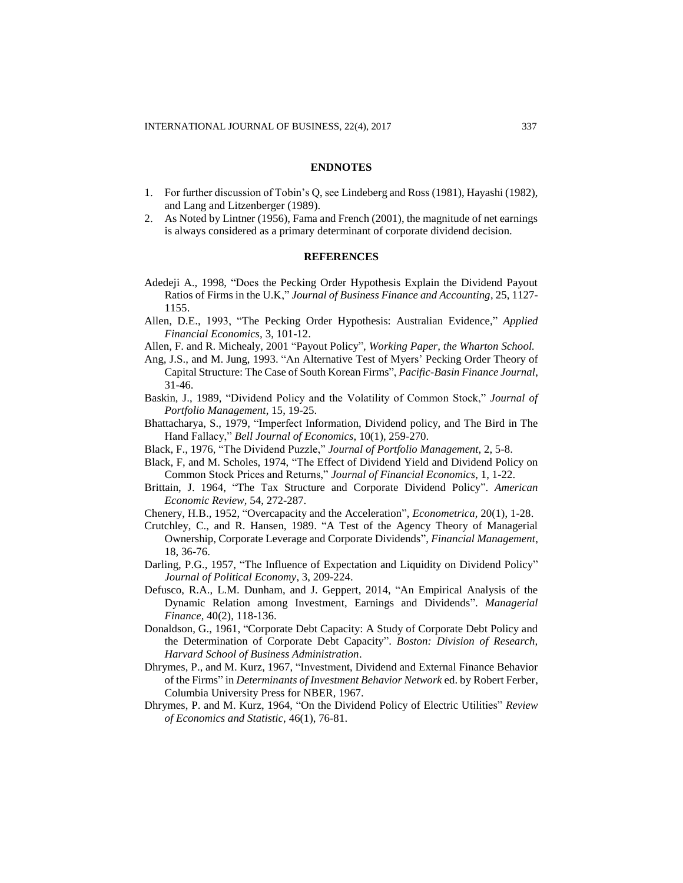## ENDNOTES

1. For further discussion of Tobin's Q, see Lindeberg and Ross (1981), Hayashi (1982), and Lang and Litzenberger (1989).
2. As Noted by Lintner (1956), Fama and French (2001), the magnitude of net earnings is always considered as a primary determinant of corporate dividend decision.

## REFERENCES

Adedeji A., 1998, "Does the Pecking Order Hypothesis Explain the Dividend Payout Ratios of Firms in the U.K," *Journal of Business Finance and Accounting*, 25, 1127-1155.

Allen, D.E., 1993, "The Pecking Order Hypothesis: Australian Evidence," *Applied Financial Economics*, 3, 101-12.

Allen, F. and R. Michealy, 2001 "Payout Policy", *Working Paper, the Wharton School.*

Ang, J.S., and M. Jung, 1993. "An Alternative Test of Myers' Pecking Order Theory of Capital Structure: The Case of South Korean Firms", *Pacific-Basin Finance Journal*, 31-46.

Baskin, J., 1989, "Dividend Policy and the Volatility of Common Stock," *Journal of Portfolio Management*, 15, 19-25.

Bhattacharya, S., 1979, "Imperfect Information, Dividend policy, and The Bird in The Hand Fallacy," *Bell Journal of Economics*, 10(1), 259-270.

Black, F., 1976, "The Dividend Puzzle," *Journal of Portfolio Management*, 2, 5-8.

Black, F, and M. Scholes, 1974, "The Effect of Dividend Yield and Dividend Policy on Common Stock Prices and Returns," *Journal of Financial Economics*, 1, 1-22.

Brittain, J. 1964, "The Tax Structure and Corporate Dividend Policy". *American Economic Review*, 54, 272-287.

Chenery, H.B., 1952, "Overcapacity and the Acceleration", *Econometrica*, 20(1), 1-28.

Crutchley, C., and R. Hansen, 1989. "A Test of the Agency Theory of Managerial Ownership, Corporate Leverage and Corporate Dividends", *Financial Management*, 18, 36-76.

Darling, P.G., 1957, "The Influence of Expectation and Liquidity on Dividend Policy" *Journal of Political Economy*, 3, 209-224.

Defusco, R.A., L.M. Dunham, and J. Geppert, 2014, "An Empirical Analysis of the Dynamic Relation among Investment, Earnings and Dividends". *Managerial Finance*, 40(2), 118-136.

Donaldson, G., 1961, "Corporate Debt Capacity: A Study of Corporate Debt Policy and the Determination of Corporate Debt Capacity". *Boston: Division of Research, Harvard School of Business Administration*.

Dhrymes, P., and M. Kurz, 1967, "Investment, Dividend and External Finance Behavior of the Firms" in *Determinants of Investment Behavior Network* ed. by Robert Ferber, Columbia University Press for NBER, 1967.

Dhrymes, P. and M. Kurz, 1964, "On the Dividend Policy of Electric Utilities" *Review of Economics and Statistic*, 46(1), 76-81.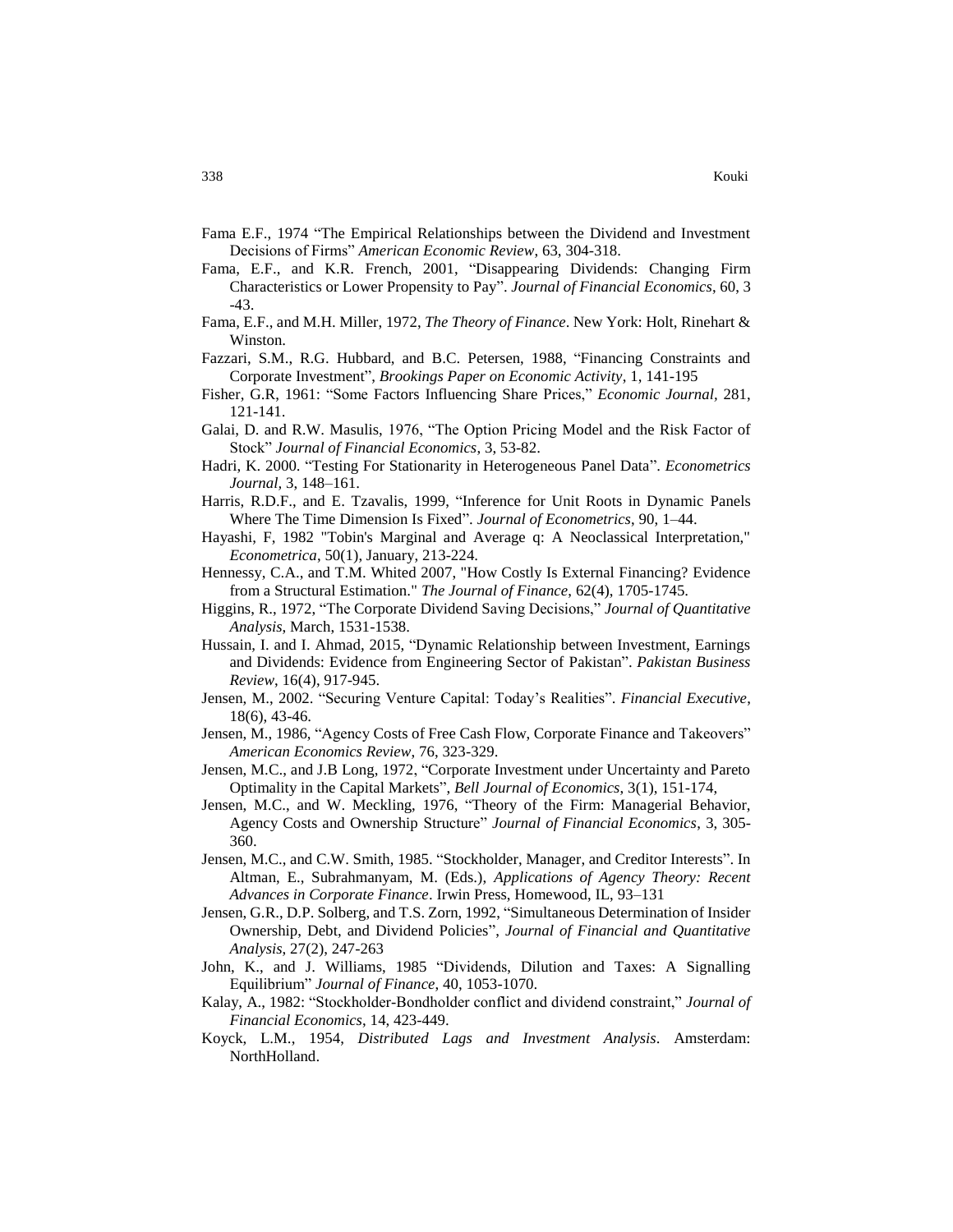Fama E.F., 1974 “The Empirical Relationships between the Dividend and Investment Decisions of Firms” *American Economic Review*, 63, 304-318.

Fama, E.F., and K.R. French, 2001, “Disappearing Dividends: Changing Firm Characteristics or Lower Propensity to Pay”. *Journal of Financial Economics*, 60, 3 -43.

Fama, E.F., and M.H. Miller, 1972, *The Theory of Finance*. New York: Holt, Rinehart & Winston.

Fazzari, S.M., R.G. Hubbard, and B.C. Petersen, 1988, “Financing Constraints and Corporate Investment”, *Brookings Paper on Economic Activity*, 1, 141-195

Fisher, G.R, 1961: “Some Factors Influencing Share Prices,” *Economic Journal,* 281, 121-141.

Galai, D. and R.W. Masulis, 1976, “The Option Pricing Model and the Risk Factor of Stock” *Journal of Financial Economics*, 3, 53-82.

Hadri, K. 2000. “Testing For Stationarity in Heterogeneous Panel Data”. *Econometrics Journal,* 3, 148–161.

Harris, R.D.F., and E. Tzavalis, 1999, “Inference for Unit Roots in Dynamic Panels Where The Time Dimension Is Fixed”. *Journal of Econometrics*, 90, 1–44.

Hayashi, F, 1982 "Tobin's Marginal and Average q: A Neoclassical Interpretation," *Econometrica*, 50(1), January, 213-224.

Hennessy, C.A., and T.M. Whited 2007, "How Costly Is External Financing? Evidence from a Structural Estimation." *The Journal of Finance*, 62(4), 1705-1745.

Higgins, R., 1972, “The Corporate Dividend Saving Decisions,” *Journal of Quantitative Analysis*, March, 1531-1538.

Hussain, I. and I. Ahmad, 2015, “Dynamic Relationship between Investment, Earnings and Dividends: Evidence from Engineering Sector of Pakistan”. *Pakistan Business Review*, 16(4), 917-945.

Jensen, M., 2002. “Securing Venture Capital: Today’s Realities”. *Financial Executive*, 18(6), 43-46.

Jensen, M., 1986, “Agency Costs of Free Cash Flow, Corporate Finance and Takeovers” *American Economics Review*, 76, 323-329.

Jensen, M.C., and J.B Long, 1972, “Corporate Investment under Uncertainty and Pareto Optimality in the Capital Markets”, *Bell Journal of Economics*, 3(1), 151-174,

Jensen, M.C., and W. Meckling, 1976, “Theory of the Firm: Managerial Behavior, Agency Costs and Ownership Structure” *Journal of Financial Economics*, 3, 305-360.

Jensen, M.C., and C.W. Smith, 1985. “Stockholder, Manager, and Creditor Interests”. In Altman, E., Subrahmanyam, M. (Eds.), *Applications of Agency Theory: Recent Advances in Corporate Finance*. Irwin Press, Homewood, IL, 93–131

Jensen, G.R., D.P. Solberg, and T.S. Zorn, 1992, “Simultaneous Determination of Insider Ownership, Debt, and Dividend Policies”, *Journal of Financial and Quantitative Analysis*, 27(2), 247-263

John, K., and J. Williams, 1985 “Dividends, Dilution and Taxes: A Signalling Equilibrium” *Journal of Finance*, 40, 1053-1070.

Kalay, A., 1982: “Stockholder-Bondholder conflict and dividend constraint,” *Journal of Financial Economics*, 14, 423-449.

Koyck, L.M., 1954, *Distributed Lags and Investment Analysis*. Amsterdam: NorthHolland.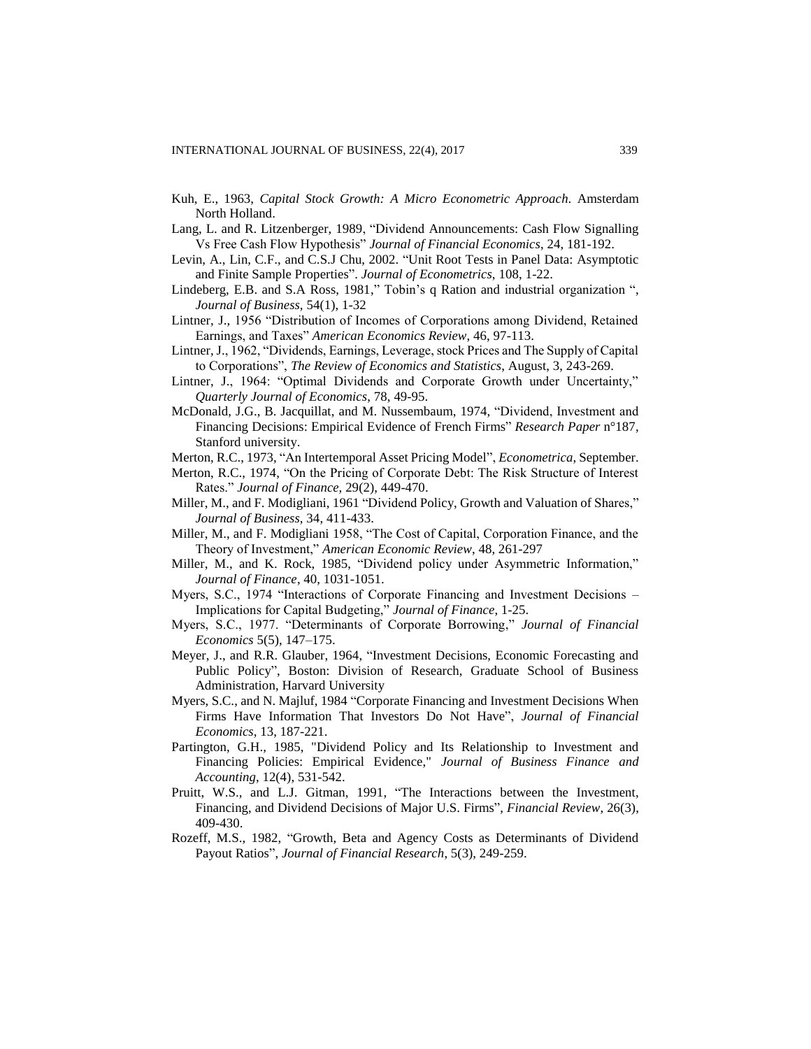Kuh, E., 1963, *Capital Stock Growth: A Micro Econometric Approach*. Amsterdam North Holland.

Lang, L. and R. Litzenberger, 1989, "Dividend Announcements: Cash Flow Signalling Vs Free Cash Flow Hypothesis" *Journal of Financial Economics*, 24, 181-192.

Levin, A., Lin, C.F., and C.S.J Chu, 2002. "Unit Root Tests in Panel Data: Asymptotic and Finite Sample Properties". *Journal of Econometrics*, 108, 1-22.

Lindeberg, E.B. and S.A Ross, 1981," Tobin's q Ration and industrial organization ", *Journal of Business*, 54(1), 1-32

Lintner, J., 1956 "Distribution of Incomes of Corporations among Dividend, Retained Earnings, and Taxes" *American Economics Review*, 46, 97-113.

Lintner, J., 1962, "Dividends, Earnings, Leverage, stock Prices and The Supply of Capital to Corporations", *The Review of Economics and Statistics*, August, 3, 243-269.

Lintner, J., 1964: "Optimal Dividends and Corporate Growth under Uncertainty," *Quarterly Journal of Economics*, 78, 49-95.

McDonald, J.G., B. Jacquillat, and M. Nussembaum, 1974, "Dividend, Investment and Financing Decisions: Empirical Evidence of French Firms" *Research Paper* n°187, Stanford university.

Merton, R.C., 1973, "An Intertemporal Asset Pricing Model", *Econometrica*, September.

Merton, R.C., 1974, "On the Pricing of Corporate Debt: The Risk Structure of Interest Rates." *Journal of Finance,* 29(2), 449-470.

Miller, M., and F. Modigliani, 1961 "Dividend Policy, Growth and Valuation of Shares," *Journal of Business*, 34, 411-433.

Miller, M., and F. Modigliani 1958, "The Cost of Capital, Corporation Finance, and the Theory of Investment," *American Economic Review*, 48, 261-297

Miller, M., and K. Rock, 1985, "Dividend policy under Asymmetric Information," *Journal of Finance*, 40, 1031-1051.

Myers, S.C., 1974 "Interactions of Corporate Financing and Investment Decisions – Implications for Capital Budgeting," *Journal of Finance*, 1-25.

Myers, S.C., 1977. "Determinants of Corporate Borrowing," *Journal of Financial Economics* 5(5), 147–175.

Meyer, J., and R.R. Glauber, 1964, "Investment Decisions, Economic Forecasting and Public Policy", Boston: Division of Research, Graduate School of Business Administration, Harvard University

Myers, S.C., and N. Majluf, 1984 "Corporate Financing and Investment Decisions When Firms Have Information That Investors Do Not Have", *Journal of Financial Economics*, 13, 187-221.

Partington, G.H., 1985, "Dividend Policy and Its Relationship to Investment and Financing Policies: Empirical Evidence," *Journal of Business Finance and Accounting*, 12(4), 531-542.

Pruitt, W.S., and L.J. Gitman, 1991, "The Interactions between the Investment, Financing, and Dividend Decisions of Major U.S. Firms", *Financial Review*, 26(3), 409-430.

Rozeff, M.S., 1982, "Growth, Beta and Agency Costs as Determinants of Dividend Payout Ratios", *Journal of Financial Research*, 5(3), 249-259.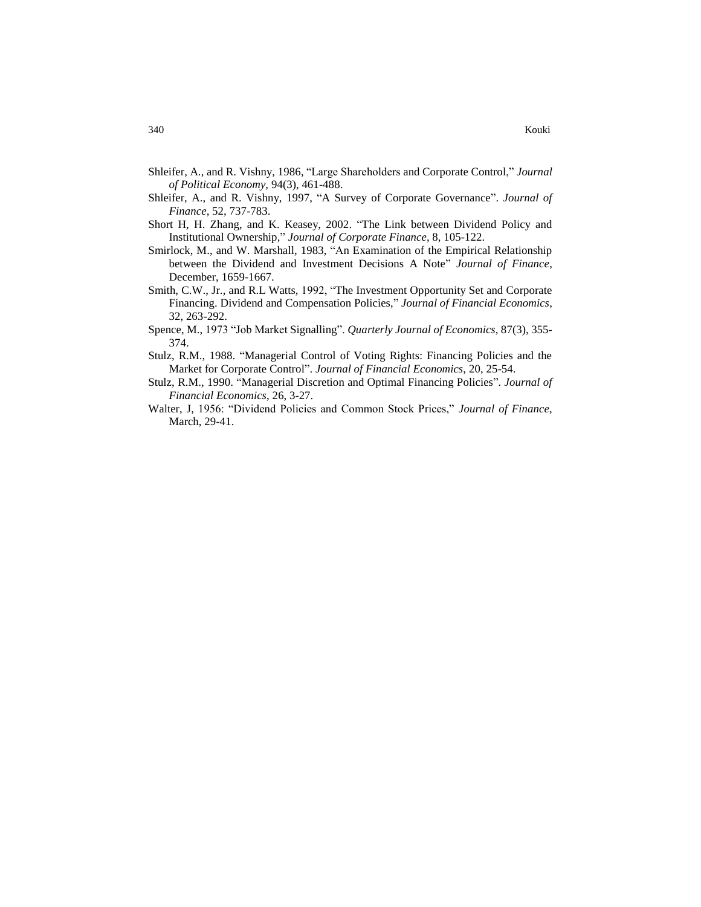Shleifer, A., and R. Vishny, 1986, "Large Shareholders and Corporate Control," *Journal of Political Economy*, 94(3), 461-488.

Shleifer, A., and R. Vishny, 1997, "A Survey of Corporate Governance". *Journal of Finance*, 52, 737-783.

Short H, H. Zhang, and K. Keasey, 2002. "The Link between Dividend Policy and Institutional Ownership," *Journal of Corporate Finance*, 8, 105-122.

Smirlock, M., and W. Marshall, 1983, "An Examination of the Empirical Relationship between the Dividend and Investment Decisions A Note" *Journal of Finance*, December, 1659-1667.

Smith, C.W., Jr., and R.L Watts, 1992, "The Investment Opportunity Set and Corporate Financing. Dividend and Compensation Policies," *Journal of Financial Economics*, 32, 263-292.

Spence, M., 1973 "Job Market Signalling". *Quarterly Journal of Economics*, 87(3), 355-374.

Stulz, R.M., 1988. "Managerial Control of Voting Rights: Financing Policies and the Market for Corporate Control". *Journal of Financial Economics*, 20, 25-54.

Stulz, R.M., 1990. "Managerial Discretion and Optimal Financing Policies". *Journal of Financial Economics*, 26, 3-27.

Walter, J, 1956: "Dividend Policies and Common Stock Prices," *Journal of Finance*, March, 29-41.